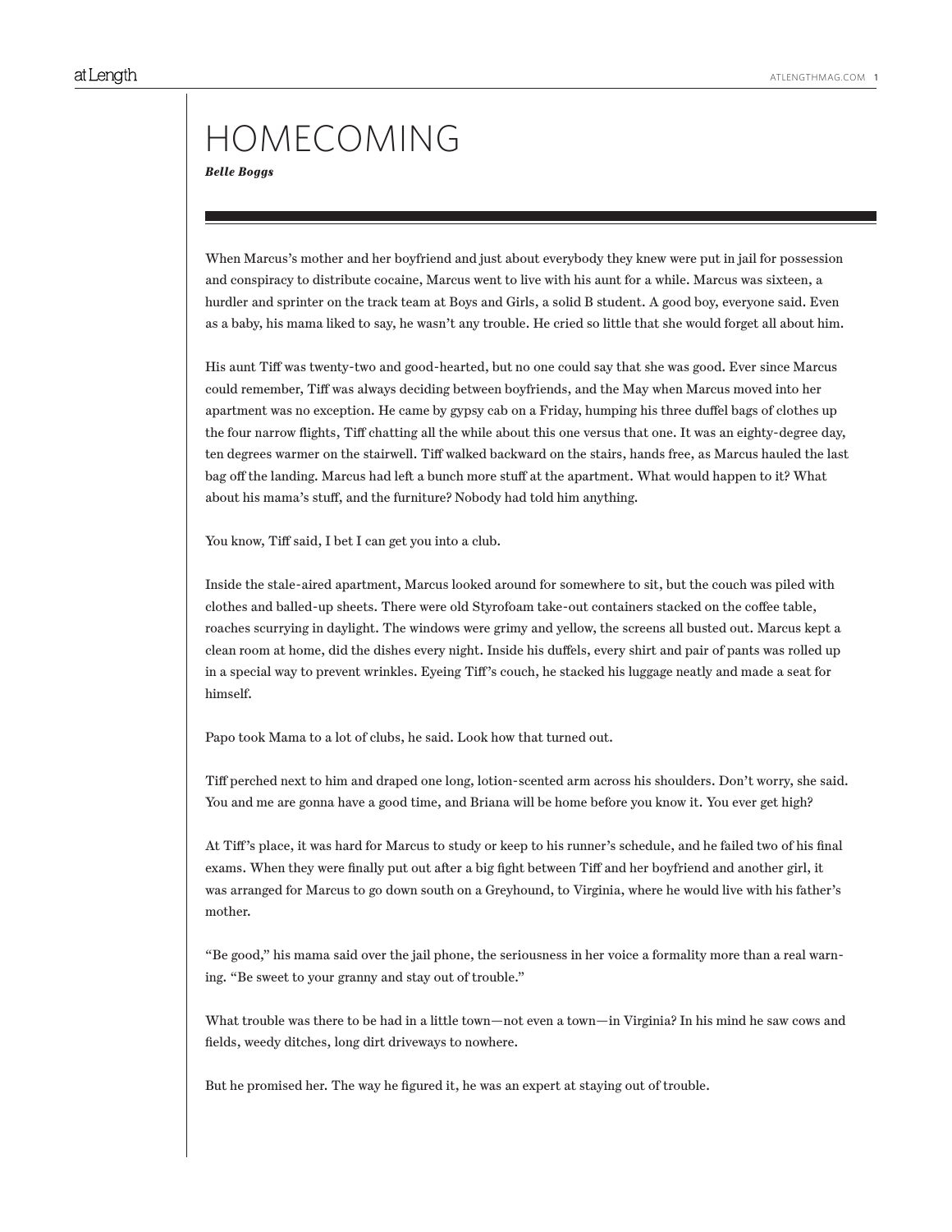# HOMECOMING

***Belle Boggs***

When Marcus's mother and her boyfriend and just about everybody they knew were put in jail for possession and conspiracy to distribute cocaine, Marcus went to live with his aunt for a while. Marcus was sixteen, a hurdler and sprinter on the track team at Boys and Girls, a solid B student. A good boy, everyone said. Even as a baby, his mama liked to say, he wasn't any trouble. He cried so little that she would forget all about him.

His aunt Tiff was twenty-two and good-hearted, but no one could say that she was good. Ever since Marcus could remember, Tiff was always deciding between boyfriends, and the May when Marcus moved into her apartment was no exception. He came by gypsy cab on a Friday, humping his three duffel bags of clothes up the four narrow flights, Tiff chatting all the while about this one versus that one. It was an eighty-degree day, ten degrees warmer on the stairwell. Tiff walked backward on the stairs, hands free, as Marcus hauled the last bag off the landing. Marcus had left a bunch more stuff at the apartment. What would happen to it? What about his mama's stuff, and the furniture? Nobody had told him anything.

You know, Tiff said, I bet I can get you into a club.

Inside the stale-aired apartment, Marcus looked around for somewhere to sit, but the couch was piled with clothes and balled-up sheets. There were old Styrofoam take-out containers stacked on the coffee table, roaches scurrying in daylight. The windows were grimy and yellow, the screens all busted out. Marcus kept a clean room at home, did the dishes every night. Inside his duffels, every shirt and pair of pants was rolled up in a special way to prevent wrinkles. Eyeing Tiff's couch, he stacked his luggage neatly and made a seat for himself.

Papo took Mama to a lot of clubs, he said. Look how that turned out.

Tiff perched next to him and draped one long, lotion-scented arm across his shoulders. Don't worry, she said. You and me are gonna have a good time, and Briana will be home before you know it. You ever get high?

At Tiff's place, it was hard for Marcus to study or keep to his runner's schedule, and he failed two of his final exams. When they were finally put out after a big fight between Tiff and her boyfriend and another girl, it was arranged for Marcus to go down south on a Greyhound, to Virginia, where he would live with his father's mother.

"Be good," his mama said over the jail phone, the seriousness in her voice a formality more than a real warning. "Be sweet to your granny and stay out of trouble."

What trouble was there to be had in a little town—not even a town—in Virginia? In his mind he saw cows and fields, weedy ditches, long dirt driveways to nowhere.

But he promised her. The way he figured it, he was an expert at staying out of trouble.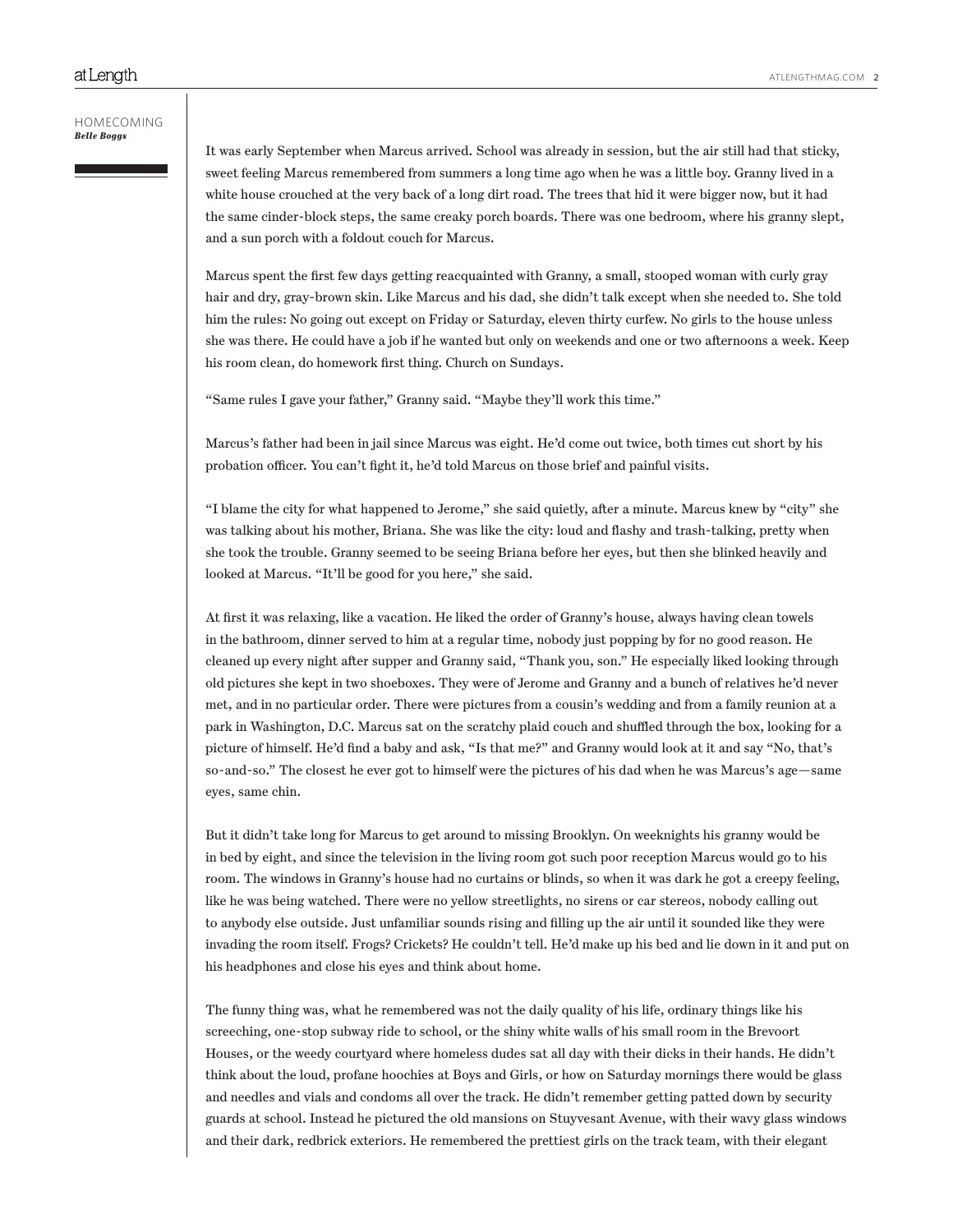It was early September when Marcus arrived. School was already in session, but the air still had that sticky, sweet feeling Marcus remembered from summers a long time ago when he was a little boy. Granny lived in a white house crouched at the very back of a long dirt road. The trees that hid it were bigger now, but it had the same cinder-block steps, the same creaky porch boards. There was one bedroom, where his granny slept, and a sun porch with a foldout couch for Marcus.

Marcus spent the first few days getting reacquainted with Granny, a small, stooped woman with curly gray hair and dry, gray-brown skin. Like Marcus and his dad, she didn't talk except when she needed to. She told him the rules: No going out except on Friday or Saturday, eleven thirty curfew. No girls to the house unless she was there. He could have a job if he wanted but only on weekends and one or two afternoons a week. Keep his room clean, do homework first thing. Church on Sundays.

"Same rules I gave your father," Granny said. "Maybe they'll work this time."

Marcus's father had been in jail since Marcus was eight. He'd come out twice, both times cut short by his probation officer. You can't fight it, he'd told Marcus on those brief and painful visits.

"I blame the city for what happened to Jerome," she said quietly, after a minute. Marcus knew by "city" she was talking about his mother, Briana. She was like the city: loud and flashy and trash-talking, pretty when she took the trouble. Granny seemed to be seeing Briana before her eyes, but then she blinked heavily and looked at Marcus. "It'll be good for you here," she said.

At first it was relaxing, like a vacation. He liked the order of Granny's house, always having clean towels in the bathroom, dinner served to him at a regular time, nobody just popping by for no good reason. He cleaned up every night after supper and Granny said, "Thank you, son." He especially liked looking through old pictures she kept in two shoeboxes. They were of Jerome and Granny and a bunch of relatives he'd never met, and in no particular order. There were pictures from a cousin's wedding and from a family reunion at a park in Washington, D.C. Marcus sat on the scratchy plaid couch and shuffled through the box, looking for a picture of himself. He'd find a baby and ask, "Is that me?" and Granny would look at it and say "No, that's so-and-so." The closest he ever got to himself were the pictures of his dad when he was Marcus's age—same eyes, same chin.

But it didn't take long for Marcus to get around to missing Brooklyn. On weeknights his granny would be in bed by eight, and since the television in the living room got such poor reception Marcus would go to his room. The windows in Granny's house had no curtains or blinds, so when it was dark he got a creepy feeling, like he was being watched. There were no yellow streetlights, no sirens or car stereos, nobody calling out to anybody else outside. Just unfamiliar sounds rising and filling up the air until it sounded like they were invading the room itself. Frogs? Crickets? He couldn't tell. He'd make up his bed and lie down in it and put on his headphones and close his eyes and think about home.

The funny thing was, what he remembered was not the daily quality of his life, ordinary things like his screeching, one-stop subway ride to school, or the shiny white walls of his small room in the Brevoort Houses, or the weedy courtyard where homeless dudes sat all day with their dicks in their hands. He didn't think about the loud, profane hoochies at Boys and Girls, or how on Saturday mornings there would be glass and needles and vials and condoms all over the track. He didn't remember getting patted down by security guards at school. Instead he pictured the old mansions on Stuyvesant Avenue, with their wavy glass windows and their dark, redbrick exteriors. He remembered the prettiest girls on the track team, with their elegant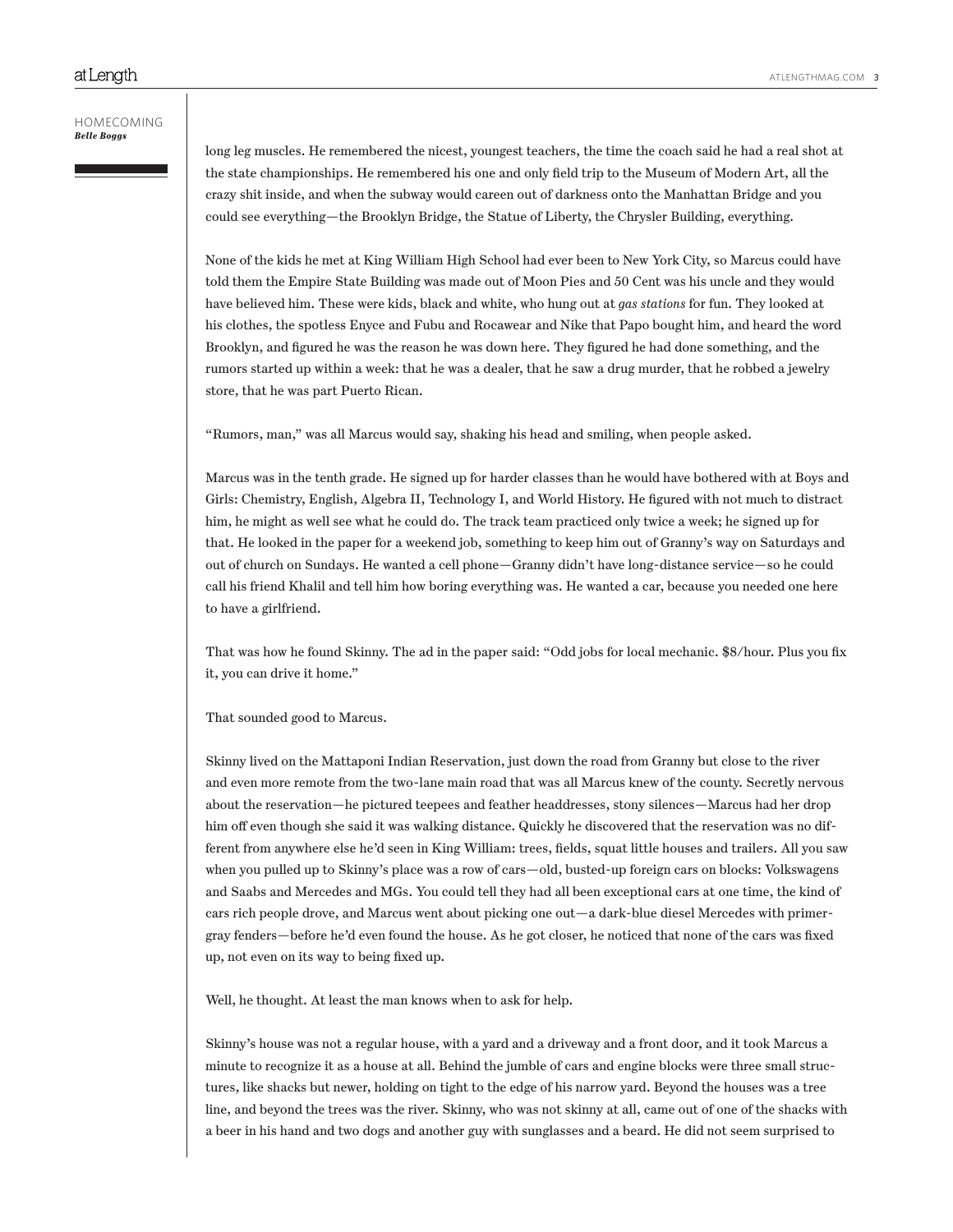long leg muscles. He remembered the nicest, youngest teachers, the time the coach said he had a real shot at the state championships. He remembered his one and only field trip to the Museum of Modern Art, all the crazy shit inside, and when the subway would careen out of darkness onto the Manhattan Bridge and you could see everything—the Brooklyn Bridge, the Statue of Liberty, the Chrysler Building, everything.

None of the kids he met at King William High School had ever been to New York City, so Marcus could have told them the Empire State Building was made out of Moon Pies and 50 Cent was his uncle and they would have believed him. These were kids, black and white, who hung out at *gas stations* for fun. They looked at his clothes, the spotless Enyce and Fubu and Rocawear and Nike that Papo bought him, and heard the word Brooklyn, and figured he was the reason he was down here. They figured he had done something, and the rumors started up within a week: that he was a dealer, that he saw a drug murder, that he robbed a jewelry store, that he was part Puerto Rican.

"Rumors, man," was all Marcus would say, shaking his head and smiling, when people asked.

Marcus was in the tenth grade. He signed up for harder classes than he would have bothered with at Boys and Girls: Chemistry, English, Algebra II, Technology I, and World History. He figured with not much to distract him, he might as well see what he could do. The track team practiced only twice a week; he signed up for that. He looked in the paper for a weekend job, something to keep him out of Granny's way on Saturdays and out of church on Sundays. He wanted a cell phone—Granny didn't have long-distance service—so he could call his friend Khalil and tell him how boring everything was. He wanted a car, because you needed one here to have a girlfriend.

That was how he found Skinny. The ad in the paper said: "Odd jobs for local mechanic. $8/hour. Plus you fix it, you can drive it home."

That sounded good to Marcus.

Skinny lived on the Mattaponi Indian Reservation, just down the road from Granny but close to the river and even more remote from the two-lane main road that was all Marcus knew of the county. Secretly nervous about the reservation—he pictured teepees and feather headdresses, stony silences—Marcus had her drop him off even though she said it was walking distance. Quickly he discovered that the reservation was no different from anywhere else he'd seen in King William: trees, fields, squat little houses and trailers. All you saw when you pulled up to Skinny's place was a row of cars—old, busted-up foreign cars on blocks: Volkswagens and Saabs and Mercedes and MGs. You could tell they had all been exceptional cars at one time, the kind of cars rich people drove, and Marcus went about picking one out—a dark-blue diesel Mercedes with primer-gray fenders—before he'd even found the house. As he got closer, he noticed that none of the cars was fixed up, not even on its way to being fixed up.

Well, he thought. At least the man knows when to ask for help.

Skinny's house was not a regular house, with a yard and a driveway and a front door, and it took Marcus a minute to recognize it as a house at all. Behind the jumble of cars and engine blocks were three small structures, like shacks but newer, holding on tight to the edge of his narrow yard. Beyond the houses was a tree line, and beyond the trees was the river. Skinny, who was not skinny at all, came out of one of the shacks with a beer in his hand and two dogs and another guy with sunglasses and a beard. He did not seem surprised to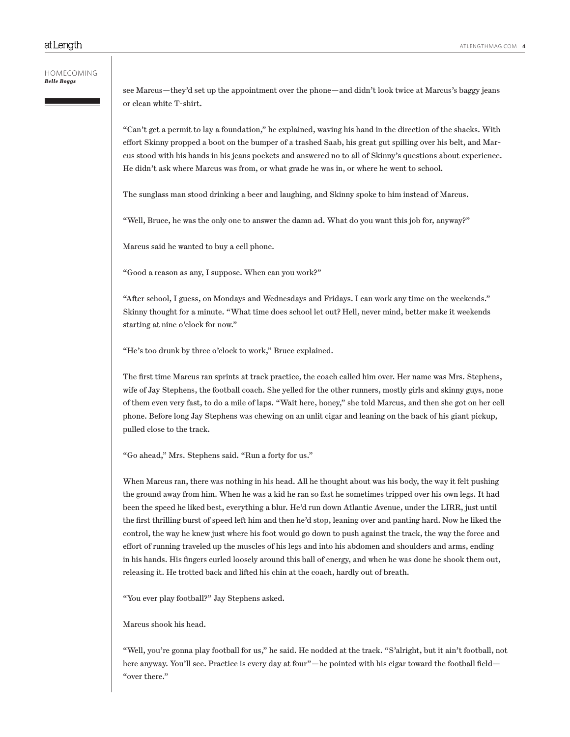see Marcus—they'd set up the appointment over the phone—and didn't look twice at Marcus's baggy jeans or clean white T-shirt.

"Can't get a permit to lay a foundation," he explained, waving his hand in the direction of the shacks. With effort Skinny propped a boot on the bumper of a trashed Saab, his great gut spilling over his belt, and Marcus stood with his hands in his jeans pockets and answered no to all of Skinny's questions about experience. He didn't ask where Marcus was from, or what grade he was in, or where he went to school.

The sunglass man stood drinking a beer and laughing, and Skinny spoke to him instead of Marcus.

"Well, Bruce, he was the only one to answer the damn ad. What do you want this job for, anyway?"

Marcus said he wanted to buy a cell phone.

"Good a reason as any, I suppose. When can you work?"

"After school, I guess, on Mondays and Wednesdays and Fridays. I can work any time on the weekends." Skinny thought for a minute. "What time does school let out? Hell, never mind, better make it weekends starting at nine o'clock for now."

"He's too drunk by three o'clock to work," Bruce explained.

The first time Marcus ran sprints at track practice, the coach called him over. Her name was Mrs. Stephens, wife of Jay Stephens, the football coach. She yelled for the other runners, mostly girls and skinny guys, none of them even very fast, to do a mile of laps. "Wait here, honey," she told Marcus, and then she got on her cell phone. Before long Jay Stephens was chewing on an unlit cigar and leaning on the back of his giant pickup, pulled close to the track.

"Go ahead," Mrs. Stephens said. "Run a forty for us."

When Marcus ran, there was nothing in his head. All he thought about was his body, the way it felt pushing the ground away from him. When he was a kid he ran so fast he sometimes tripped over his own legs. It had been the speed he liked best, everything a blur. He'd run down Atlantic Avenue, under the LIRR, just until the first thrilling burst of speed left him and then he'd stop, leaning over and panting hard. Now he liked the control, the way he knew just where his foot would go down to push against the track, the way the force and effort of running traveled up the muscles of his legs and into his abdomen and shoulders and arms, ending in his hands. His fingers curled loosely around this ball of energy, and when he was done he shook them out, releasing it. He trotted back and lifted his chin at the coach, hardly out of breath.

"You ever play football?" Jay Stephens asked.

Marcus shook his head.

"Well, you're gonna play football for us," he said. He nodded at the track. "S'alright, but it ain't football, not here anyway. You'll see. Practice is every day at four"—he pointed with his cigar toward the football field—"over there."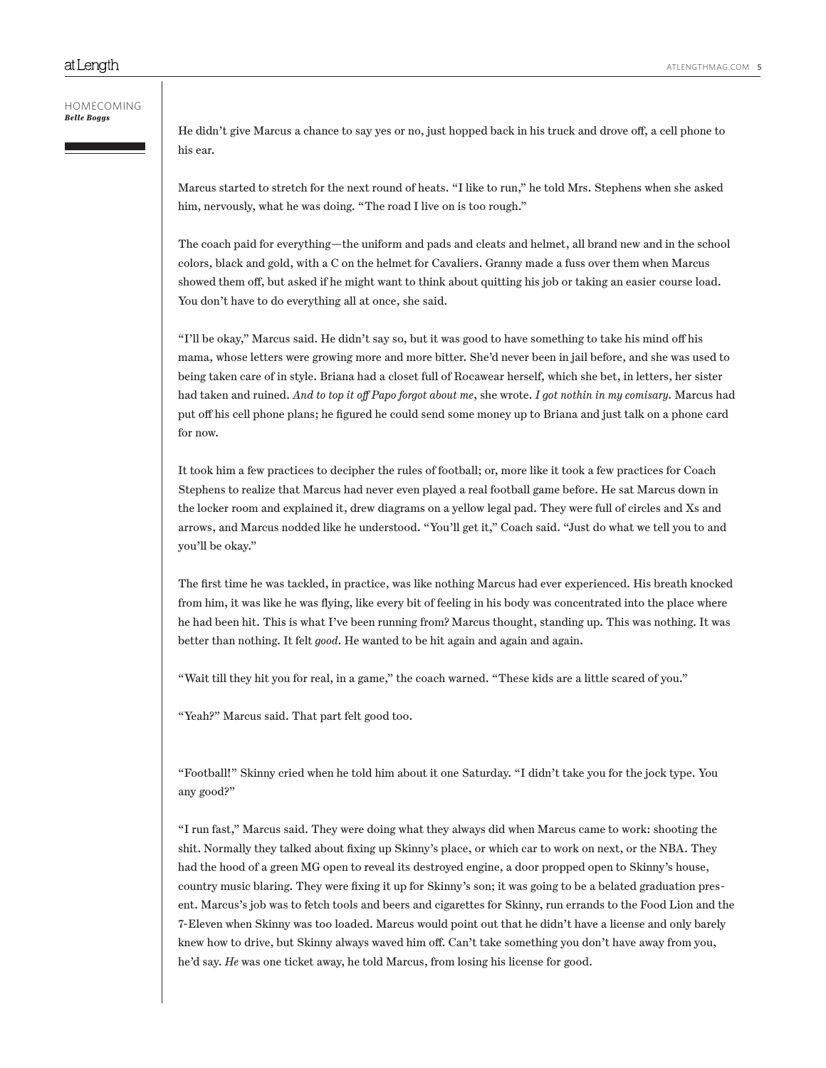He didn't give Marcus a chance to say yes or no, just hopped back in his truck and drove off, a cell phone to his ear.

Marcus started to stretch for the next round of heats. "I like to run," he told Mrs. Stephens when she asked him, nervously, what he was doing. "The road I live on is too rough."

The coach paid for everything—the uniform and pads and cleats and helmet, all brand new and in the school colors, black and gold, with a C on the helmet for Cavaliers. Granny made a fuss over them when Marcus showed them off, but asked if he might want to think about quitting his job or taking an easier course load. You don't have to do everything all at once, she said.

"I'll be okay," Marcus said. He didn't say so, but it was good to have something to take his mind off his mama, whose letters were growing more and more bitter. She'd never been in jail before, and she was used to being taken care of in style. Briana had a closet full of Rocawear herself, which she bet, in letters, her sister had taken and ruined. *And to top it off Papo forgot about me*, she wrote. *I got nothin in my comisary.* Marcus had put off his cell phone plans; he figured he could send some money up to Briana and just talk on a phone card for now.

It took him a few practices to decipher the rules of football; or, more like it took a few practices for Coach Stephens to realize that Marcus had never even played a real football game before. He sat Marcus down in the locker room and explained it, drew diagrams on a yellow legal pad. They were full of circles and Xs and arrows, and Marcus nodded like he understood. "You'll get it," Coach said. "Just do what we tell you to and you'll be okay."

The first time he was tackled, in practice, was like nothing Marcus had ever experienced. His breath knocked from him, it was like he was flying, like every bit of feeling in his body was concentrated into the place where he had been hit. This is what I've been running from? Marcus thought, standing up. This was nothing. It was better than nothing. It felt *good*. He wanted to be hit again and again and again.

"Wait till they hit you for real, in a game," the coach warned. "These kids are a little scared of you."

"Yeah?" Marcus said. That part felt good too.

"Football!" Skinny cried when he told him about it one Saturday. "I didn't take you for the jock type. You any good?"

"I run fast," Marcus said. They were doing what they always did when Marcus came to work: shooting the shit. Normally they talked about fixing up Skinny's place, or which car to work on next, or the NBA. They had the hood of a green MG open to reveal its destroyed engine, a door propped open to Skinny's house, country music blaring. They were fixing it up for Skinny's son; it was going to be a belated graduation present. Marcus's job was to fetch tools and beers and cigarettes for Skinny, run errands to the Food Lion and the 7-Eleven when Skinny was too loaded. Marcus would point out that he didn't have a license and only barely knew how to drive, but Skinny always waved him off. Can't take something you don't have away from you, he'd say. *He* was one ticket away, he told Marcus, from losing his license for good.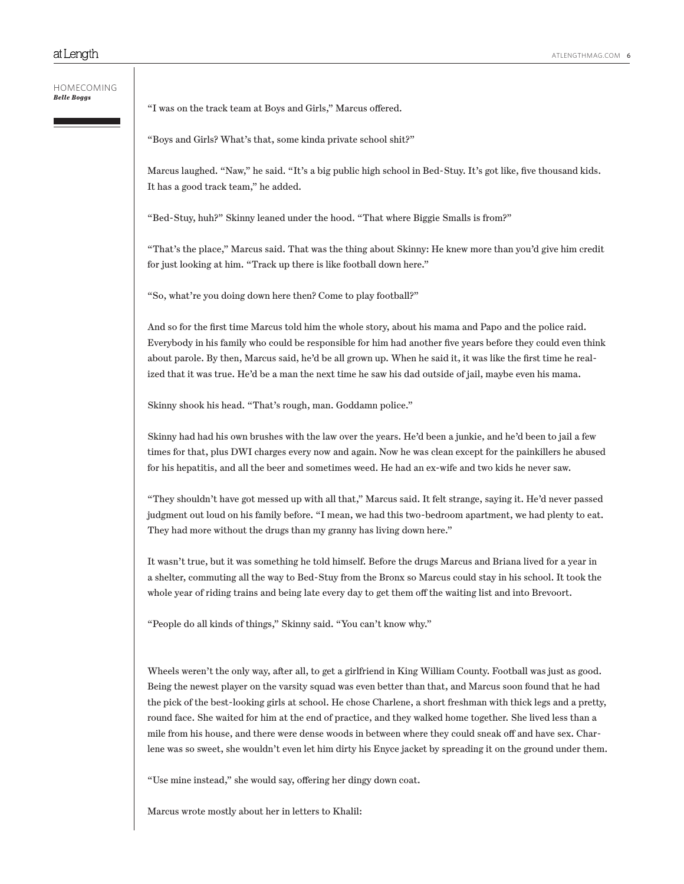"I was on the track team at Boys and Girls," Marcus offered.

"Boys and Girls? What's that, some kinda private school shit?"

Marcus laughed. "Naw," he said. "It's a big public high school in Bed-Stuy. It's got like, five thousand kids. It has a good track team," he added.

"Bed-Stuy, huh?" Skinny leaned under the hood. "That where Biggie Smalls is from?"

"That's the place," Marcus said. That was the thing about Skinny: He knew more than you'd give him credit for just looking at him. "Track up there is like football down here."

"So, what're you doing down here then? Come to play football?"

And so for the first time Marcus told him the whole story, about his mama and Papo and the police raid. Everybody in his family who could be responsible for him had another five years before they could even think about parole. By then, Marcus said, he'd be all grown up. When he said it, it was like the first time he realized that it was true. He'd be a man the next time he saw his dad outside of jail, maybe even his mama.

Skinny shook his head. "That's rough, man. Goddamn police."

Skinny had had his own brushes with the law over the years. He'd been a junkie, and he'd been to jail a few times for that, plus DWI charges every now and again. Now he was clean except for the painkillers he abused for his hepatitis, and all the beer and sometimes weed. He had an ex-wife and two kids he never saw.

"They shouldn't have got messed up with all that," Marcus said. It felt strange, saying it. He'd never passed judgment out loud on his family before. "I mean, we had this two-bedroom apartment, we had plenty to eat. They had more without the drugs than my granny has living down here."

It wasn't true, but it was something he told himself. Before the drugs Marcus and Briana lived for a year in a shelter, commuting all the way to Bed-Stuy from the Bronx so Marcus could stay in his school. It took the whole year of riding trains and being late every day to get them off the waiting list and into Brevoort.

"People do all kinds of things," Skinny said. "You can't know why."

Wheels weren't the only way, after all, to get a girlfriend in King William County. Football was just as good. Being the newest player on the varsity squad was even better than that, and Marcus soon found that he had the pick of the best-looking girls at school. He chose Charlene, a short freshman with thick legs and a pretty, round face. She waited for him at the end of practice, and they walked home together. She lived less than a mile from his house, and there were dense woods in between where they could sneak off and have sex. Charlene was so sweet, she wouldn't even let him dirty his Enyce jacket by spreading it on the ground under them.

"Use mine instead," she would say, offering her dingy down coat.

Marcus wrote mostly about her in letters to Khalil: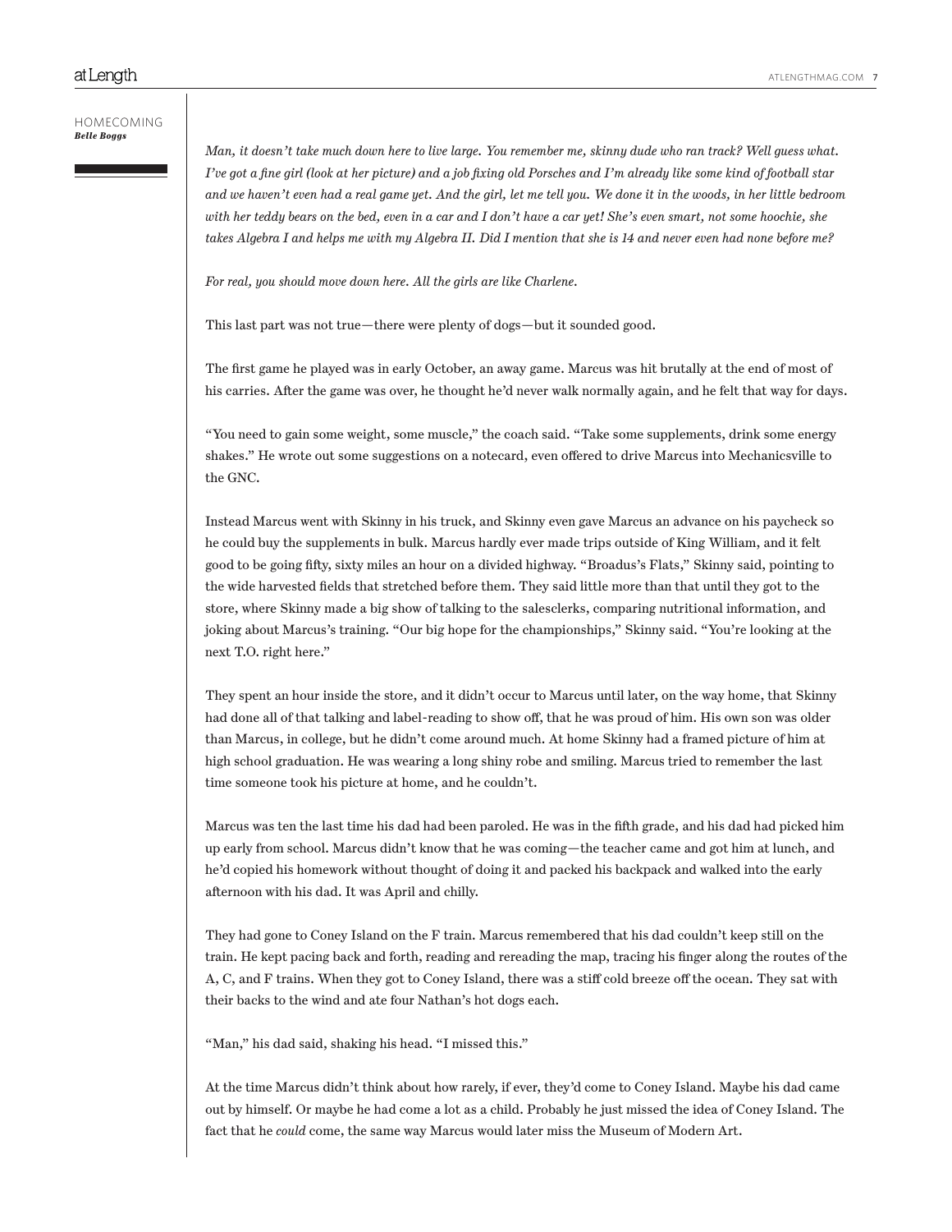*Man, it doesn't take much down here to live large. You remember me, skinny dude who ran track? Well guess what. I've got a fine girl (look at her picture) and a job fixing old Porsches and I'm already like some kind of football star and we haven't even had a real game yet. And the girl, let me tell you. We done it in the woods, in her little bedroom with her teddy bears on the bed, even in a car and I don't have a car yet! She's even smart, not some hoochie, she takes Algebra I and helps me with my Algebra II. Did I mention that she is 14 and never even had none before me?*

*For real, you should move down here. All the girls are like Charlene.*

This last part was not true—there were plenty of dogs—but it sounded good.

The first game he played was in early October, an away game. Marcus was hit brutally at the end of most of his carries. After the game was over, he thought he'd never walk normally again, and he felt that way for days.

"You need to gain some weight, some muscle," the coach said. "Take some supplements, drink some energy shakes." He wrote out some suggestions on a notecard, even offered to drive Marcus into Mechanicsville to the GNC.

Instead Marcus went with Skinny in his truck, and Skinny even gave Marcus an advance on his paycheck so he could buy the supplements in bulk. Marcus hardly ever made trips outside of King William, and it felt good to be going fifty, sixty miles an hour on a divided highway. "Broadus's Flats," Skinny said, pointing to the wide harvested fields that stretched before them. They said little more than that until they got to the store, where Skinny made a big show of talking to the salesclerks, comparing nutritional information, and joking about Marcus's training. "Our big hope for the championships," Skinny said. "You're looking at the next T.O. right here."

They spent an hour inside the store, and it didn't occur to Marcus until later, on the way home, that Skinny had done all of that talking and label-reading to show off, that he was proud of him. His own son was older than Marcus, in college, but he didn't come around much. At home Skinny had a framed picture of him at high school graduation. He was wearing a long shiny robe and smiling. Marcus tried to remember the last time someone took his picture at home, and he couldn't.

Marcus was ten the last time his dad had been paroled. He was in the fifth grade, and his dad had picked him up early from school. Marcus didn't know that he was coming—the teacher came and got him at lunch, and he'd copied his homework without thought of doing it and packed his backpack and walked into the early afternoon with his dad. It was April and chilly.

They had gone to Coney Island on the F train. Marcus remembered that his dad couldn't keep still on the train. He kept pacing back and forth, reading and rereading the map, tracing his finger along the routes of the A, C, and F trains. When they got to Coney Island, there was a stiff cold breeze off the ocean. They sat with their backs to the wind and ate four Nathan's hot dogs each.

"Man," his dad said, shaking his head. "I missed this."

At the time Marcus didn't think about how rarely, if ever, they'd come to Coney Island. Maybe his dad came out by himself. Or maybe he had come a lot as a child. Probably he just missed the idea of Coney Island. The fact that he *could* come, the same way Marcus would later miss the Museum of Modern Art.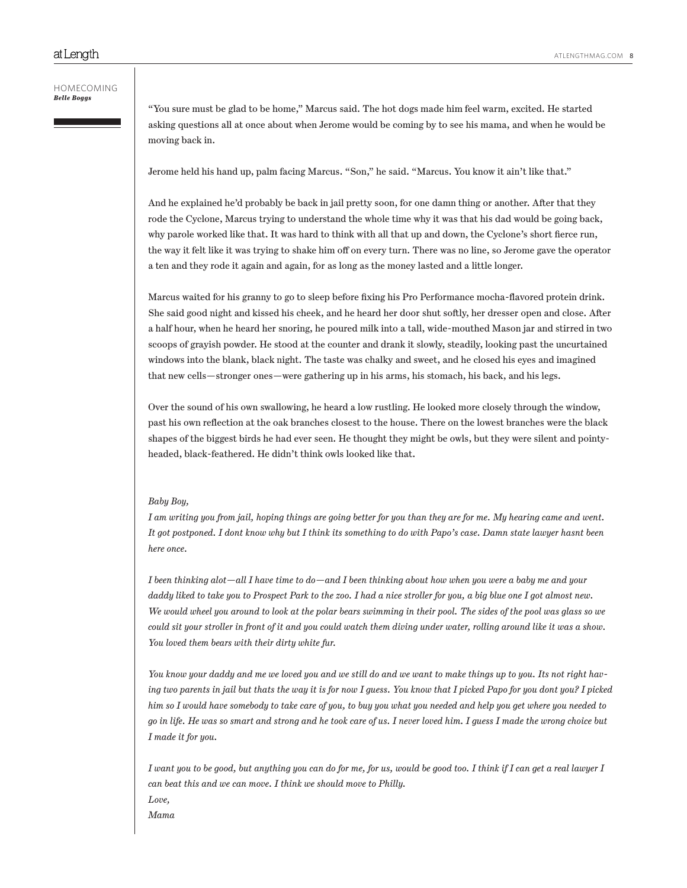"You sure must be glad to be home," Marcus said. The hot dogs made him feel warm, excited. He started asking questions all at once about when Jerome would be coming by to see his mama, and when he would be moving back in.

Jerome held his hand up, palm facing Marcus. "Son," he said. "Marcus. You know it ain't like that."

And he explained he'd probably be back in jail pretty soon, for one damn thing or another. After that they rode the Cyclone, Marcus trying to understand the whole time why it was that his dad would be going back, why parole worked like that. It was hard to think with all that up and down, the Cyclone's short fierce run, the way it felt like it was trying to shake him off on every turn. There was no line, so Jerome gave the operator a ten and they rode it again and again, for as long as the money lasted and a little longer.

Marcus waited for his granny to go to sleep before fixing his Pro Performance mocha-flavored protein drink. She said good night and kissed his cheek, and he heard her door shut softly, her dresser open and close. After a half hour, when he heard her snoring, he poured milk into a tall, wide-mouthed Mason jar and stirred in two scoops of grayish powder. He stood at the counter and drank it slowly, steadily, looking past the uncurtained windows into the blank, black night. The taste was chalky and sweet, and he closed his eyes and imagined that new cells—stronger ones—were gathering up in his arms, his stomach, his back, and his legs.

Over the sound of his own swallowing, he heard a low rustling. He looked more closely through the window, past his own reflection at the oak branches closest to the house. There on the lowest branches were the black shapes of the biggest birds he had ever seen. He thought they might be owls, but they were silent and pointy-headed, black-feathered. He didn't think owls looked like that.

*Baby Boy,*
*I am writing you from jail, hoping things are going better for you than they are for me. My hearing came and went. It got postponed. I dont know why but I think its something to do with Papo's case. Damn state lawyer hasnt been here once.*

*I been thinking alot—all I have time to do—and I been thinking about how when you were a baby me and your daddy liked to take you to Prospect Park to the zoo. I had a nice stroller for you, a big blue one I got almost new. We would wheel you around to look at the polar bears swimming in their pool. The sides of the pool was glass so we could sit your stroller in front of it and you could watch them diving under water, rolling around like it was a show. You loved them bears with their dirty white fur.*

*You know your daddy and me we loved you and we still do and we want to make things up to you. Its not right having two parents in jail but thats the way it is for now I guess. You know that I picked Papo for you dont you? I picked him so I would have somebody to take care of you, to buy you what you needed and help you get where you needed to go in life. He was so smart and strong and he took care of us. I never loved him. I guess I made the wrong choice but I made it for you.*

*I want you to be good, but anything you can do for me, for us, would be good too. I think if I can get a real lawyer I can beat this and we can move. I think we should move to Philly.*
*Love,*
*Mama*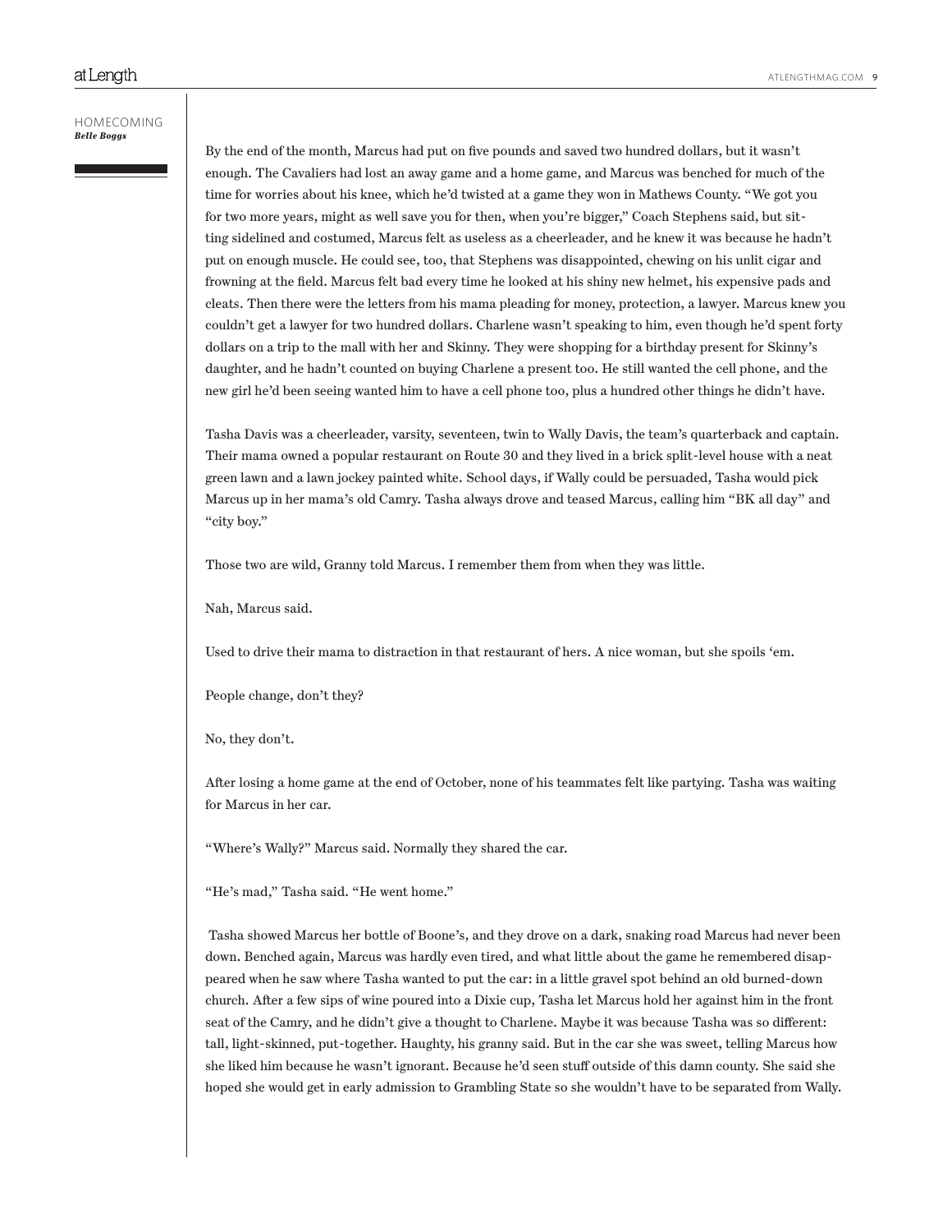By the end of the month, Marcus had put on five pounds and saved two hundred dollars, but it wasn't enough. The Cavaliers had lost an away game and a home game, and Marcus was benched for much of the time for worries about his knee, which he'd twisted at a game they won in Mathews County. "We got you for two more years, might as well save you for then, when you're bigger," Coach Stephens said, but sitting sidelined and costumed, Marcus felt as useless as a cheerleader, and he knew it was because he hadn't put on enough muscle. He could see, too, that Stephens was disappointed, chewing on his unlit cigar and frowning at the field. Marcus felt bad every time he looked at his shiny new helmet, his expensive pads and cleats. Then there were the letters from his mama pleading for money, protection, a lawyer. Marcus knew you couldn't get a lawyer for two hundred dollars. Charlene wasn't speaking to him, even though he'd spent forty dollars on a trip to the mall with her and Skinny. They were shopping for a birthday present for Skinny's daughter, and he hadn't counted on buying Charlene a present too. He still wanted the cell phone, and the new girl he'd been seeing wanted him to have a cell phone too, plus a hundred other things he didn't have.

Tasha Davis was a cheerleader, varsity, seventeen, twin to Wally Davis, the team's quarterback and captain. Their mama owned a popular restaurant on Route 30 and they lived in a brick split-level house with a neat green lawn and a lawn jockey painted white. School days, if Wally could be persuaded, Tasha would pick Marcus up in her mama's old Camry. Tasha always drove and teased Marcus, calling him "BK all day" and "city boy."

Those two are wild, Granny told Marcus. I remember them from when they was little.

Nah, Marcus said.

Used to drive their mama to distraction in that restaurant of hers. A nice woman, but she spoils 'em.

People change, don't they?

No, they don't.

After losing a home game at the end of October, none of his teammates felt like partying. Tasha was waiting for Marcus in her car.

"Where's Wally?" Marcus said. Normally they shared the car.

"He's mad," Tasha said. "He went home."

Tasha showed Marcus her bottle of Boone's, and they drove on a dark, snaking road Marcus had never been down. Benched again, Marcus was hardly even tired, and what little about the game he remembered disappeared when he saw where Tasha wanted to put the car: in a little gravel spot behind an old burned-down church. After a few sips of wine poured into a Dixie cup, Tasha let Marcus hold her against him in the front seat of the Camry, and he didn't give a thought to Charlene. Maybe it was because Tasha was so different: tall, light-skinned, put-together. Haughty, his granny said. But in the car she was sweet, telling Marcus how she liked him because he wasn't ignorant. Because he'd seen stuff outside of this damn county. She said she hoped she would get in early admission to Grambling State so she wouldn't have to be separated from Wally.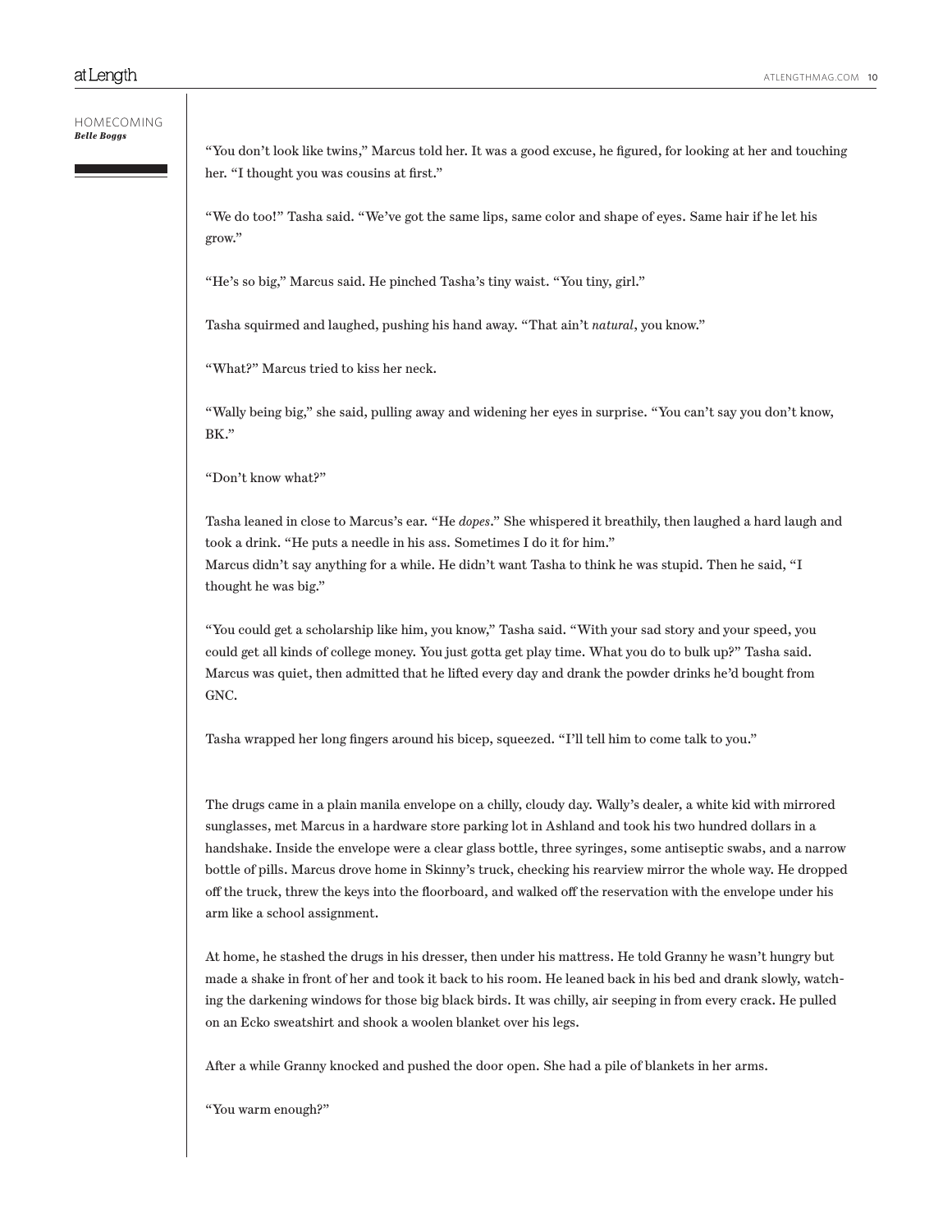"You don't look like twins," Marcus told her. It was a good excuse, he figured, for looking at her and touching her. "I thought you was cousins at first."

"We do too!" Tasha said. "We've got the same lips, same color and shape of eyes. Same hair if he let his grow."

"He's so big," Marcus said. He pinched Tasha's tiny waist. "You tiny, girl."

Tasha squirmed and laughed, pushing his hand away. "That ain't *natural*, you know."

"What?" Marcus tried to kiss her neck.

"Wally being big," she said, pulling away and widening her eyes in surprise. "You can't say you don't know, BK."

"Don't know what?"

Tasha leaned in close to Marcus's ear. "He *dopes*." She whispered it breathily, then laughed a hard laugh and took a drink. "He puts a needle in his ass. Sometimes I do it for him."
Marcus didn't say anything for a while. He didn't want Tasha to think he was stupid. Then he said, "I thought he was big."

"You could get a scholarship like him, you know," Tasha said. "With your sad story and your speed, you could get all kinds of college money. You just gotta get play time. What you do to bulk up?" Tasha said. Marcus was quiet, then admitted that he lifted every day and drank the powder drinks he'd bought from GNC.

Tasha wrapped her long fingers around his bicep, squeezed. "I'll tell him to come talk to you."

The drugs came in a plain manila envelope on a chilly, cloudy day. Wally's dealer, a white kid with mirrored sunglasses, met Marcus in a hardware store parking lot in Ashland and took his two hundred dollars in a handshake. Inside the envelope were a clear glass bottle, three syringes, some antiseptic swabs, and a narrow bottle of pills. Marcus drove home in Skinny's truck, checking his rearview mirror the whole way. He dropped off the truck, threw the keys into the floorboard, and walked off the reservation with the envelope under his arm like a school assignment.

At home, he stashed the drugs in his dresser, then under his mattress. He told Granny he wasn't hungry but made a shake in front of her and took it back to his room. He leaned back in his bed and drank slowly, watching the darkening windows for those big black birds. It was chilly, air seeping in from every crack. He pulled on an Ecko sweatshirt and shook a woolen blanket over his legs.

After a while Granny knocked and pushed the door open. She had a pile of blankets in her arms.

"You warm enough?"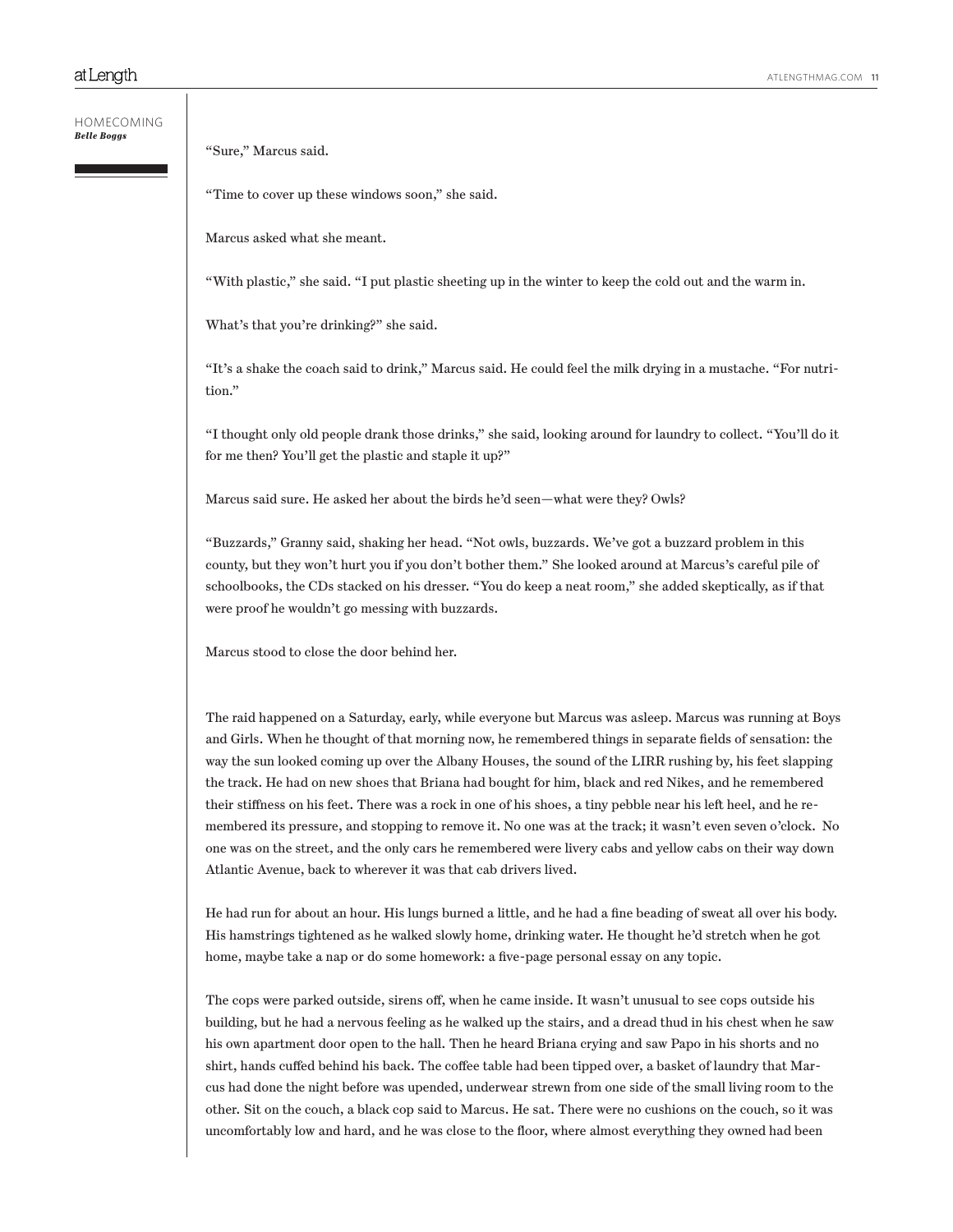"Sure," Marcus said.

"Time to cover up these windows soon," she said.

Marcus asked what she meant.

"With plastic," she said. "I put plastic sheeting up in the winter to keep the cold out and the warm in.

What's that you're drinking?" she said.

"It's a shake the coach said to drink," Marcus said. He could feel the milk drying in a mustache. "For nutrition."

"I thought only old people drank those drinks," she said, looking around for laundry to collect. "You'll do it for me then? You'll get the plastic and staple it up?"

Marcus said sure. He asked her about the birds he'd seen—what were they? Owls?

"Buzzards," Granny said, shaking her head. "Not owls, buzzards. We've got a buzzard problem in this county, but they won't hurt you if you don't bother them." She looked around at Marcus's careful pile of schoolbooks, the CDs stacked on his dresser. "You do keep a neat room," she added skeptically, as if that were proof he wouldn't go messing with buzzards.

Marcus stood to close the door behind her.

The raid happened on a Saturday, early, while everyone but Marcus was asleep. Marcus was running at Boys and Girls. When he thought of that morning now, he remembered things in separate fields of sensation: the way the sun looked coming up over the Albany Houses, the sound of the LIRR rushing by, his feet slapping the track. He had on new shoes that Briana had bought for him, black and red Nikes, and he remembered their stiffness on his feet. There was a rock in one of his shoes, a tiny pebble near his left heel, and he remembered its pressure, and stopping to remove it. No one was at the track; it wasn't even seven o'clock. No one was on the street, and the only cars he remembered were livery cabs and yellow cabs on their way down Atlantic Avenue, back to wherever it was that cab drivers lived.

He had run for about an hour. His lungs burned a little, and he had a fine beading of sweat all over his body. His hamstrings tightened as he walked slowly home, drinking water. He thought he'd stretch when he got home, maybe take a nap or do some homework: a five-page personal essay on any topic.

The cops were parked outside, sirens off, when he came inside. It wasn't unusual to see cops outside his building, but he had a nervous feeling as he walked up the stairs, and a dread thud in his chest when he saw his own apartment door open to the hall. Then he heard Briana crying and saw Papo in his shorts and no shirt, hands cuffed behind his back. The coffee table had been tipped over, a basket of laundry that Marcus had done the night before was upended, underwear strewn from one side of the small living room to the other. Sit on the couch, a black cop said to Marcus. He sat. There were no cushions on the couch, so it was uncomfortably low and hard, and he was close to the floor, where almost everything they owned had been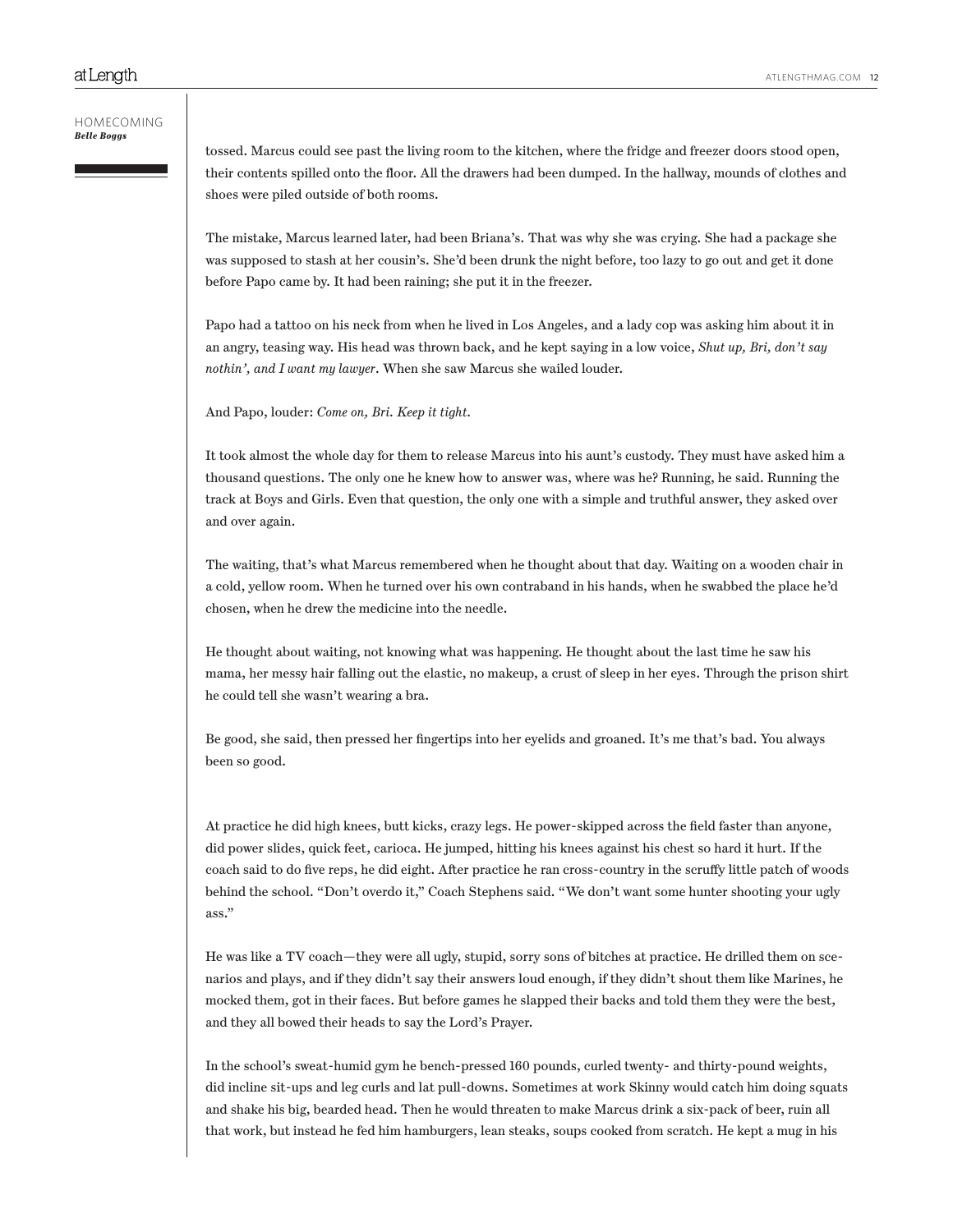tossed. Marcus could see past the living room to the kitchen, where the fridge and freezer doors stood open, their contents spilled onto the floor. All the drawers had been dumped. In the hallway, mounds of clothes and shoes were piled outside of both rooms.

The mistake, Marcus learned later, had been Briana's. That was why she was crying. She had a package she was supposed to stash at her cousin's. She'd been drunk the night before, too lazy to go out and get it done before Papo came by. It had been raining; she put it in the freezer.

Papo had a tattoo on his neck from when he lived in Los Angeles, and a lady cop was asking him about it in an angry, teasing way. His head was thrown back, and he kept saying in a low voice, *Shut up, Bri, don't say nothin', and I want my lawyer*. When she saw Marcus she wailed louder.

And Papo, louder: *Come on, Bri. Keep it tight.*

It took almost the whole day for them to release Marcus into his aunt's custody. They must have asked him a thousand questions. The only one he knew how to answer was, where was he? Running, he said. Running the track at Boys and Girls. Even that question, the only one with a simple and truthful answer, they asked over and over again.

The waiting, that's what Marcus remembered when he thought about that day. Waiting on a wooden chair in a cold, yellow room. When he turned over his own contraband in his hands, when he swabbed the place he'd chosen, when he drew the medicine into the needle.

He thought about waiting, not knowing what was happening. He thought about the last time he saw his mama, her messy hair falling out the elastic, no makeup, a crust of sleep in her eyes. Through the prison shirt he could tell she wasn't wearing a bra.

Be good, she said, then pressed her fingertips into her eyelids and groaned. It's me that's bad. You always been so good.

At practice he did high knees, butt kicks, crazy legs. He power-skipped across the field faster than anyone, did power slides, quick feet, carioca. He jumped, hitting his knees against his chest so hard it hurt. If the coach said to do five reps, he did eight. After practice he ran cross-country in the scruffy little patch of woods behind the school. "Don't overdo it," Coach Stephens said. "We don't want some hunter shooting your ugly ass."

He was like a TV coach—they were all ugly, stupid, sorry sons of bitches at practice. He drilled them on scenarios and plays, and if they didn't say their answers loud enough, if they didn't shout them like Marines, he mocked them, got in their faces. But before games he slapped their backs and told them they were the best, and they all bowed their heads to say the Lord's Prayer.

In the school's sweat-humid gym he bench-pressed 160 pounds, curled twenty- and thirty-pound weights, did incline sit-ups and leg curls and lat pull-downs. Sometimes at work Skinny would catch him doing squats and shake his big, bearded head. Then he would threaten to make Marcus drink a six-pack of beer, ruin all that work, but instead he fed him hamburgers, lean steaks, soups cooked from scratch. He kept a mug in his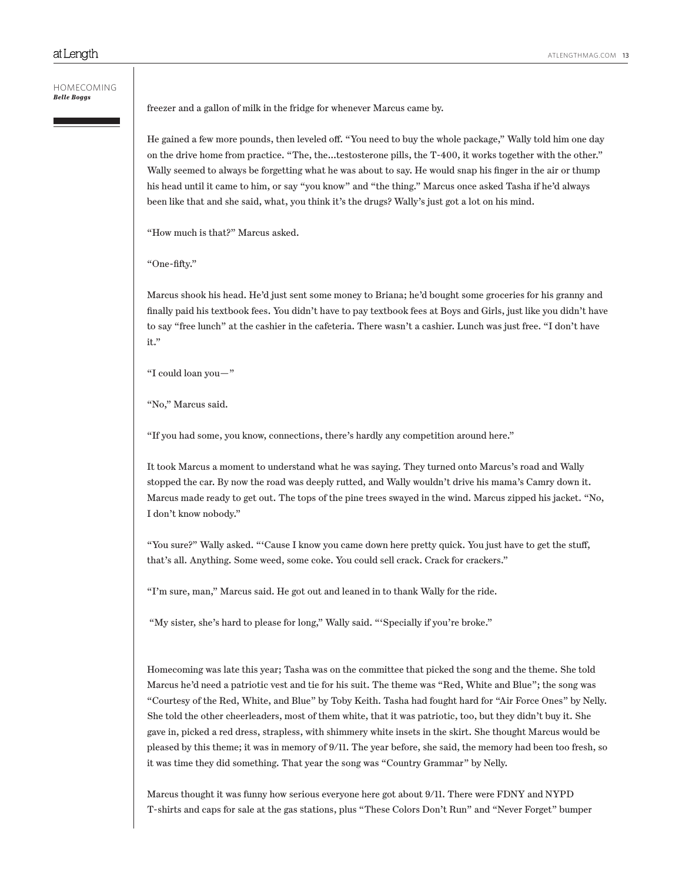freezer and a gallon of milk in the fridge for whenever Marcus came by.

He gained a few more pounds, then leveled off. "You need to buy the whole package," Wally told him one day on the drive home from practice. "The, the…testosterone pills, the T-400, it works together with the other." Wally seemed to always be forgetting what he was about to say. He would snap his finger in the air or thump his head until it came to him, or say "you know" and "the thing." Marcus once asked Tasha if he'd always been like that and she said, what, you think it's the drugs? Wally's just got a lot on his mind.

"How much is that?" Marcus asked.

"One-fifty."

Marcus shook his head. He'd just sent some money to Briana; he'd bought some groceries for his granny and finally paid his textbook fees. You didn't have to pay textbook fees at Boys and Girls, just like you didn't have to say "free lunch" at the cashier in the cafeteria. There wasn't a cashier. Lunch was just free. "I don't have it."

"I could loan you—"

"No," Marcus said.

"If you had some, you know, connections, there's hardly any competition around here."

It took Marcus a moment to understand what he was saying. They turned onto Marcus's road and Wally stopped the car. By now the road was deeply rutted, and Wally wouldn't drive his mama's Camry down it. Marcus made ready to get out. The tops of the pine trees swayed in the wind. Marcus zipped his jacket. "No, I don't know nobody."

"You sure?" Wally asked. "'Cause I know you came down here pretty quick. You just have to get the stuff, that's all. Anything. Some weed, some coke. You could sell crack. Crack for crackers."

"I'm sure, man," Marcus said. He got out and leaned in to thank Wally for the ride.

"My sister, she's hard to please for long," Wally said. "'Specially if you're broke."

Homecoming was late this year; Tasha was on the committee that picked the song and the theme. She told Marcus he'd need a patriotic vest and tie for his suit. The theme was "Red, White and Blue"; the song was "Courtesy of the Red, White, and Blue" by Toby Keith. Tasha had fought hard for "Air Force Ones" by Nelly. She told the other cheerleaders, most of them white, that it was patriotic, too, but they didn't buy it. She gave in, picked a red dress, strapless, with shimmery white insets in the skirt. She thought Marcus would be pleased by this theme; it was in memory of 9/11. The year before, she said, the memory had been too fresh, so it was time they did something. That year the song was "Country Grammar" by Nelly.

Marcus thought it was funny how serious everyone here got about 9/11. There were FDNY and NYPD T-shirts and caps for sale at the gas stations, plus "These Colors Don't Run" and "Never Forget" bumper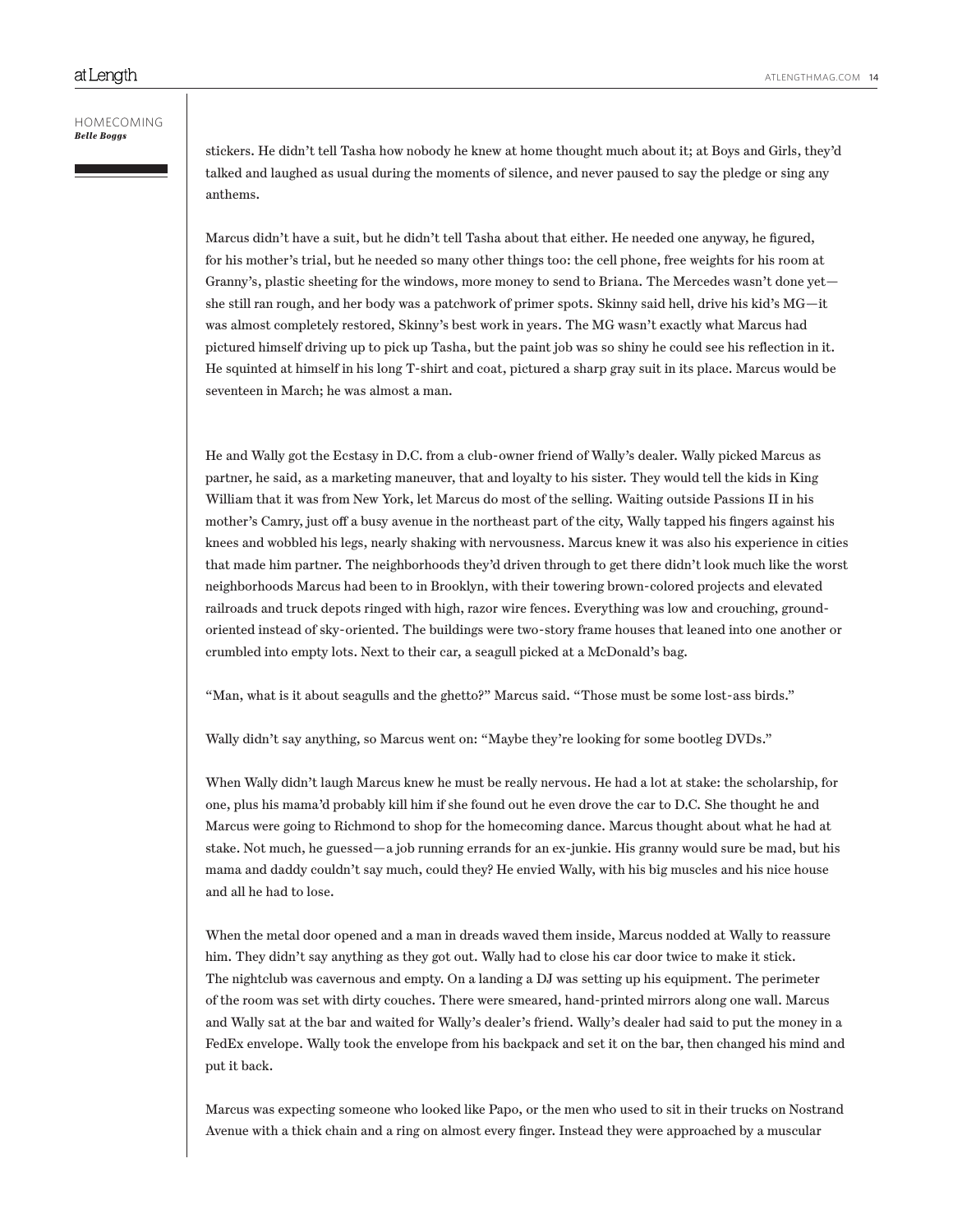stickers. He didn't tell Tasha how nobody he knew at home thought much about it; at Boys and Girls, they'd talked and laughed as usual during the moments of silence, and never paused to say the pledge or sing any anthems.

Marcus didn't have a suit, but he didn't tell Tasha about that either. He needed one anyway, he figured, for his mother's trial, but he needed so many other things too: the cell phone, free weights for his room at Granny's, plastic sheeting for the windows, more money to send to Briana. The Mercedes wasn't done yet—she still ran rough, and her body was a patchwork of primer spots. Skinny said hell, drive his kid's MG—it was almost completely restored, Skinny's best work in years. The MG wasn't exactly what Marcus had pictured himself driving up to pick up Tasha, but the paint job was so shiny he could see his reflection in it. He squinted at himself in his long T-shirt and coat, pictured a sharp gray suit in its place. Marcus would be seventeen in March; he was almost a man.

He and Wally got the Ecstasy in D.C. from a club-owner friend of Wally's dealer. Wally picked Marcus as partner, he said, as a marketing maneuver, that and loyalty to his sister. They would tell the kids in King William that it was from New York, let Marcus do most of the selling. Waiting outside Passions II in his mother's Camry, just off a busy avenue in the northeast part of the city, Wally tapped his fingers against his knees and wobbled his legs, nearly shaking with nervousness. Marcus knew it was also his experience in cities that made him partner. The neighborhoods they'd driven through to get there didn't look much like the worst neighborhoods Marcus had been to in Brooklyn, with their towering brown-colored projects and elevated railroads and truck depots ringed with high, razor wire fences. Everything was low and crouching, ground-oriented instead of sky-oriented. The buildings were two-story frame houses that leaned into one another or crumbled into empty lots. Next to their car, a seagull picked at a McDonald's bag.

"Man, what is it about seagulls and the ghetto?" Marcus said. "Those must be some lost-ass birds."

Wally didn't say anything, so Marcus went on: "Maybe they're looking for some bootleg DVDs."

When Wally didn't laugh Marcus knew he must be really nervous. He had a lot at stake: the scholarship, for one, plus his mama'd probably kill him if she found out he even drove the car to D.C. She thought he and Marcus were going to Richmond to shop for the homecoming dance. Marcus thought about what he had at stake. Not much, he guessed—a job running errands for an ex-junkie. His granny would sure be mad, but his mama and daddy couldn't say much, could they? He envied Wally, with his big muscles and his nice house and all he had to lose.

When the metal door opened and a man in dreads waved them inside, Marcus nodded at Wally to reassure him. They didn't say anything as they got out. Wally had to close his car door twice to make it stick. The nightclub was cavernous and empty. On a landing a DJ was setting up his equipment. The perimeter of the room was set with dirty couches. There were smeared, hand-printed mirrors along one wall. Marcus and Wally sat at the bar and waited for Wally's dealer's friend. Wally's dealer had said to put the money in a FedEx envelope. Wally took the envelope from his backpack and set it on the bar, then changed his mind and put it back.

Marcus was expecting someone who looked like Papo, or the men who used to sit in their trucks on Nostrand Avenue with a thick chain and a ring on almost every finger. Instead they were approached by a muscular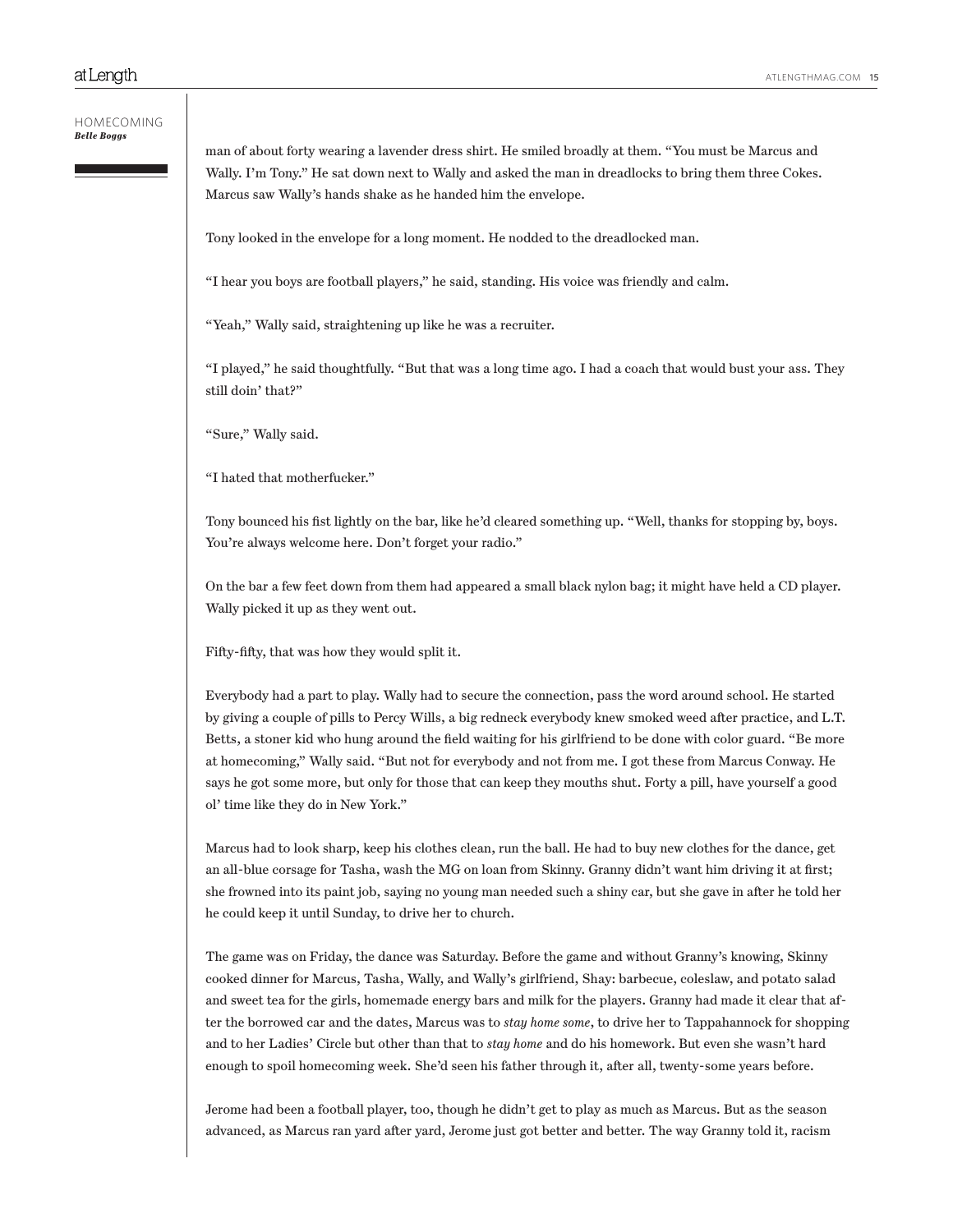man of about forty wearing a lavender dress shirt. He smiled broadly at them. "You must be Marcus and Wally. I'm Tony." He sat down next to Wally and asked the man in dreadlocks to bring them three Cokes. Marcus saw Wally's hands shake as he handed him the envelope.

Tony looked in the envelope for a long moment. He nodded to the dreadlocked man.

"I hear you boys are football players," he said, standing. His voice was friendly and calm.

"Yeah," Wally said, straightening up like he was a recruiter.

"I played," he said thoughtfully. "But that was a long time ago. I had a coach that would bust your ass. They still doin' that?"

"Sure," Wally said.

"I hated that motherfucker."

Tony bounced his fist lightly on the bar, like he'd cleared something up. "Well, thanks for stopping by, boys. You're always welcome here. Don't forget your radio."

On the bar a few feet down from them had appeared a small black nylon bag; it might have held a CD player. Wally picked it up as they went out.

Fifty-fifty, that was how they would split it.

Everybody had a part to play. Wally had to secure the connection, pass the word around school. He started by giving a couple of pills to Percy Wills, a big redneck everybody knew smoked weed after practice, and L.T. Betts, a stoner kid who hung around the field waiting for his girlfriend to be done with color guard. "Be more at homecoming," Wally said. "But not for everybody and not from me. I got these from Marcus Conway. He says he got some more, but only for those that can keep they mouths shut. Forty a pill, have yourself a good ol' time like they do in New York."

Marcus had to look sharp, keep his clothes clean, run the ball. He had to buy new clothes for the dance, get an all-blue corsage for Tasha, wash the MG on loan from Skinny. Granny didn't want him driving it at first; she frowned into its paint job, saying no young man needed such a shiny car, but she gave in after he told her he could keep it until Sunday, to drive her to church.

The game was on Friday, the dance was Saturday. Before the game and without Granny's knowing, Skinny cooked dinner for Marcus, Tasha, Wally, and Wally's girlfriend, Shay: barbecue, coleslaw, and potato salad and sweet tea for the girls, homemade energy bars and milk for the players. Granny had made it clear that after the borrowed car and the dates, Marcus was to *stay home some*, to drive her to Tappahannock for shopping and to her Ladies' Circle but other than that to *stay home* and do his homework. But even she wasn't hard enough to spoil homecoming week. She'd seen his father through it, after all, twenty-some years before.

Jerome had been a football player, too, though he didn't get to play as much as Marcus. But as the season advanced, as Marcus ran yard after yard, Jerome just got better and better. The way Granny told it, racism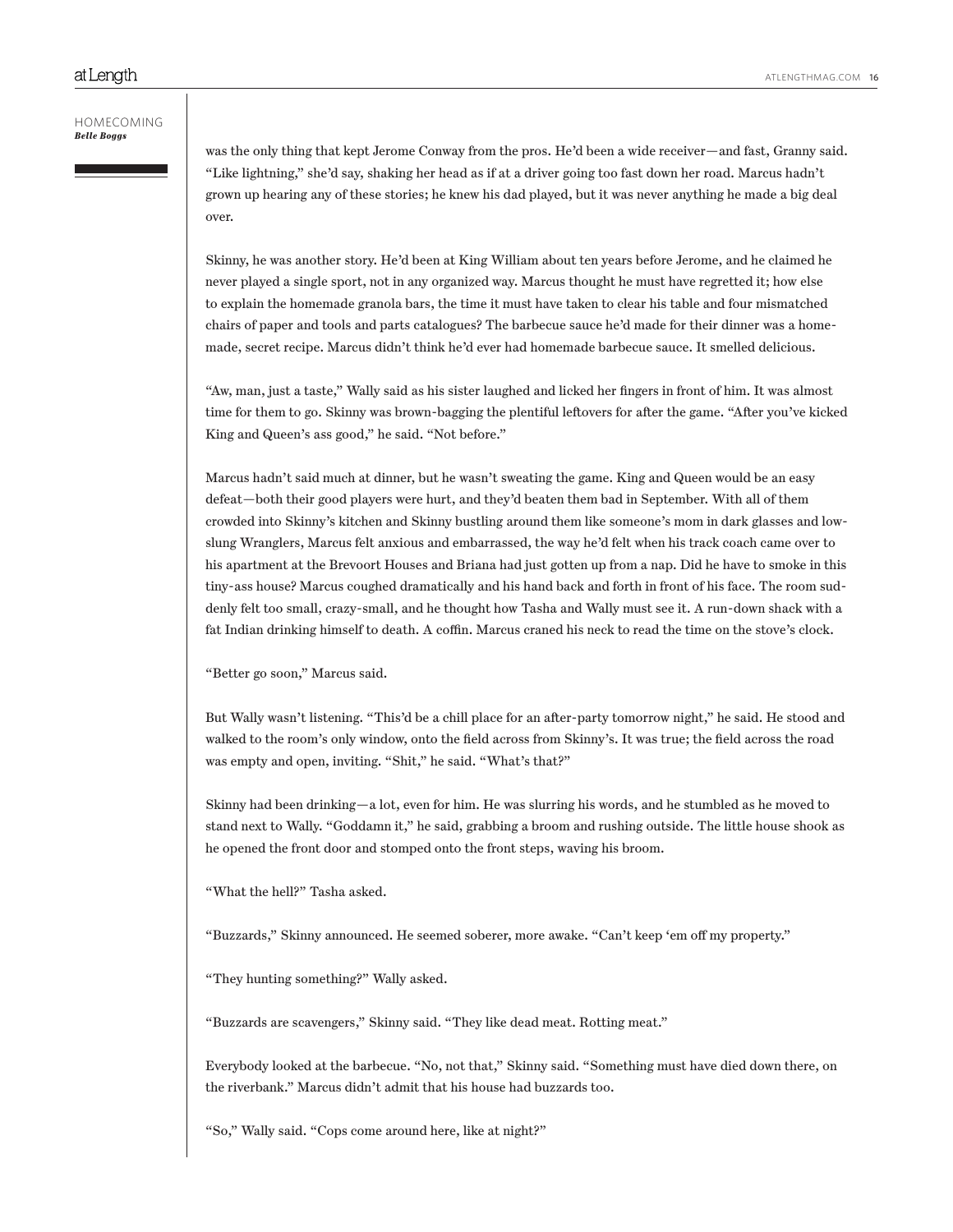was the only thing that kept Jerome Conway from the pros. He'd been a wide receiver—and fast, Granny said. "Like lightning," she'd say, shaking her head as if at a driver going too fast down her road. Marcus hadn't grown up hearing any of these stories; he knew his dad played, but it was never anything he made a big deal over.

Skinny, he was another story. He'd been at King William about ten years before Jerome, and he claimed he never played a single sport, not in any organized way. Marcus thought he must have regretted it; how else to explain the homemade granola bars, the time it must have taken to clear his table and four mismatched chairs of paper and tools and parts catalogues? The barbecue sauce he'd made for their dinner was a homemade, secret recipe. Marcus didn't think he'd ever had homemade barbecue sauce. It smelled delicious.

"Aw, man, just a taste," Wally said as his sister laughed and licked her fingers in front of him. It was almost time for them to go. Skinny was brown-bagging the plentiful leftovers for after the game. "After you've kicked King and Queen's ass good," he said. "Not before."

Marcus hadn't said much at dinner, but he wasn't sweating the game. King and Queen would be an easy defeat—both their good players were hurt, and they'd beaten them bad in September. With all of them crowded into Skinny's kitchen and Skinny bustling around them like someone's mom in dark glasses and low-slung Wranglers, Marcus felt anxious and embarrassed, the way he'd felt when his track coach came over to his apartment at the Brevoort Houses and Briana had just gotten up from a nap. Did he have to smoke in this tiny-ass house? Marcus coughed dramatically and his hand back and forth in front of his face. The room suddenly felt too small, crazy-small, and he thought how Tasha and Wally must see it. A run-down shack with a fat Indian drinking himself to death. A coffin. Marcus craned his neck to read the time on the stove's clock.

"Better go soon," Marcus said.

But Wally wasn't listening. "This'd be a chill place for an after-party tomorrow night," he said. He stood and walked to the room's only window, onto the field across from Skinny's. It was true; the field across the road was empty and open, inviting. "Shit," he said. "What's that?"

Skinny had been drinking—a lot, even for him. He was slurring his words, and he stumbled as he moved to stand next to Wally. "Goddamn it," he said, grabbing a broom and rushing outside. The little house shook as he opened the front door and stomped onto the front steps, waving his broom.

"What the hell?" Tasha asked.

"Buzzards," Skinny announced. He seemed soberer, more awake. "Can't keep 'em off my property."

"They hunting something?" Wally asked.

"Buzzards are scavengers," Skinny said. "They like dead meat. Rotting meat."

Everybody looked at the barbecue. "No, not that," Skinny said. "Something must have died down there, on the riverbank." Marcus didn't admit that his house had buzzards too.

"So," Wally said. "Cops come around here, like at night?"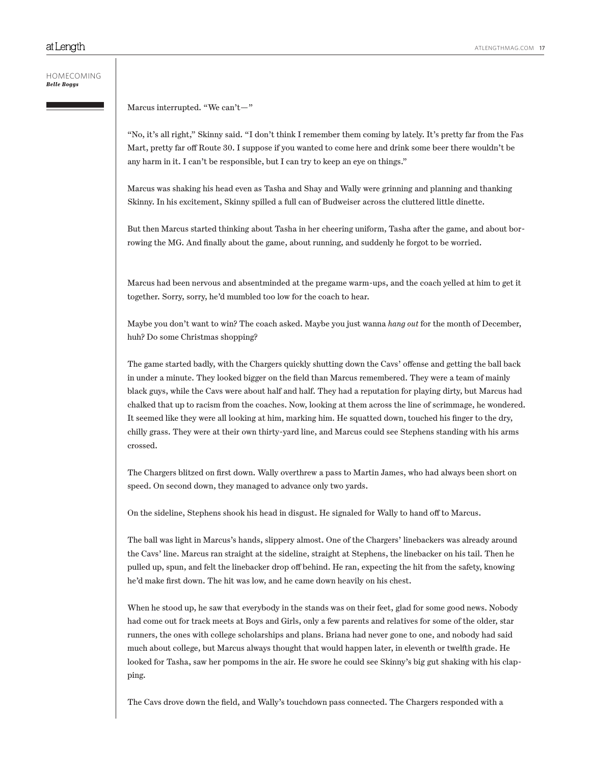Marcus interrupted. "We can't—"

"No, it's all right," Skinny said. "I don't think I remember them coming by lately. It's pretty far from the Fas Mart, pretty far off Route 30. I suppose if you wanted to come here and drink some beer there wouldn't be any harm in it. I can't be responsible, but I can try to keep an eye on things."

Marcus was shaking his head even as Tasha and Shay and Wally were grinning and planning and thanking Skinny. In his excitement, Skinny spilled a full can of Budweiser across the cluttered little dinette.

But then Marcus started thinking about Tasha in her cheering uniform, Tasha after the game, and about borrowing the MG. And finally about the game, about running, and suddenly he forgot to be worried.

Marcus had been nervous and absentminded at the pregame warm-ups, and the coach yelled at him to get it together. Sorry, sorry, he'd mumbled too low for the coach to hear.

Maybe you don't want to win? The coach asked. Maybe you just wanna *hang out* for the month of December, huh? Do some Christmas shopping?

The game started badly, with the Chargers quickly shutting down the Cavs' offense and getting the ball back in under a minute. They looked bigger on the field than Marcus remembered. They were a team of mainly black guys, while the Cavs were about half and half. They had a reputation for playing dirty, but Marcus had chalked that up to racism from the coaches. Now, looking at them across the line of scrimmage, he wondered. It seemed like they were all looking at him, marking him. He squatted down, touched his finger to the dry, chilly grass. They were at their own thirty-yard line, and Marcus could see Stephens standing with his arms crossed.

The Chargers blitzed on first down. Wally overthrew a pass to Martin James, who had always been short on speed. On second down, they managed to advance only two yards.

On the sideline, Stephens shook his head in disgust. He signaled for Wally to hand off to Marcus.

The ball was light in Marcus's hands, slippery almost. One of the Chargers' linebackers was already around the Cavs' line. Marcus ran straight at the sideline, straight at Stephens, the linebacker on his tail. Then he pulled up, spun, and felt the linebacker drop off behind. He ran, expecting the hit from the safety, knowing he'd make first down. The hit was low, and he came down heavily on his chest.

When he stood up, he saw that everybody in the stands was on their feet, glad for some good news. Nobody had come out for track meets at Boys and Girls, only a few parents and relatives for some of the older, star runners, the ones with college scholarships and plans. Briana had never gone to one, and nobody had said much about college, but Marcus always thought that would happen later, in eleventh or twelfth grade. He looked for Tasha, saw her pompoms in the air. He swore he could see Skinny's big gut shaking with his clapping.

The Cavs drove down the field, and Wally's touchdown pass connected. The Chargers responded with a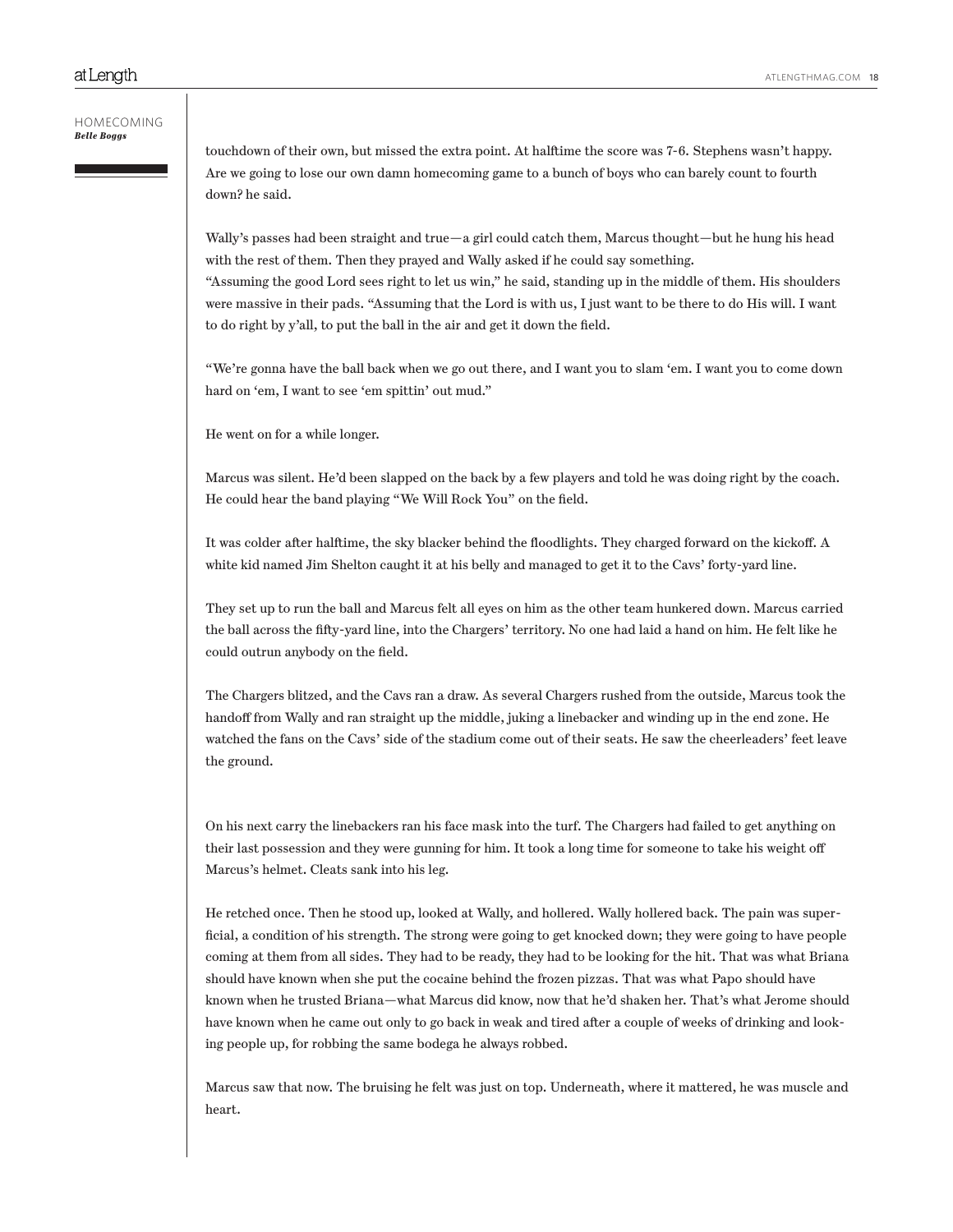touchdown of their own, but missed the extra point. At halftime the score was 7-6. Stephens wasn't happy. Are we going to lose our own damn homecoming game to a bunch of boys who can barely count to fourth down? he said.

Wally's passes had been straight and true—a girl could catch them, Marcus thought—but he hung his head with the rest of them. Then they prayed and Wally asked if he could say something.

"Assuming the good Lord sees right to let us win," he said, standing up in the middle of them. His shoulders were massive in their pads. "Assuming that the Lord is with us, I just want to be there to do His will. I want to do right by y'all, to put the ball in the air and get it down the field.

"We're gonna have the ball back when we go out there, and I want you to slam 'em. I want you to come down hard on 'em, I want to see 'em spittin' out mud."

He went on for a while longer.

Marcus was silent. He'd been slapped on the back by a few players and told he was doing right by the coach. He could hear the band playing "We Will Rock You" on the field.

It was colder after halftime, the sky blacker behind the floodlights. They charged forward on the kickoff. A white kid named Jim Shelton caught it at his belly and managed to get it to the Cavs' forty-yard line.

They set up to run the ball and Marcus felt all eyes on him as the other team hunkered down. Marcus carried the ball across the fifty-yard line, into the Chargers' territory. No one had laid a hand on him. He felt like he could outrun anybody on the field.

The Chargers blitzed, and the Cavs ran a draw. As several Chargers rushed from the outside, Marcus took the handoff from Wally and ran straight up the middle, juking a linebacker and winding up in the end zone. He watched the fans on the Cavs' side of the stadium come out of their seats. He saw the cheerleaders' feet leave the ground.

On his next carry the linebackers ran his face mask into the turf. The Chargers had failed to get anything on their last possession and they were gunning for him. It took a long time for someone to take his weight off Marcus's helmet. Cleats sank into his leg.

He retched once. Then he stood up, looked at Wally, and hollered. Wally hollered back. The pain was superficial, a condition of his strength. The strong were going to get knocked down; they were going to have people coming at them from all sides. They had to be ready, they had to be looking for the hit. That was what Briana should have known when she put the cocaine behind the frozen pizzas. That was what Papo should have known when he trusted Briana—what Marcus did know, now that he'd shaken her. That's what Jerome should have known when he came out only to go back in weak and tired after a couple of weeks of drinking and looking people up, for robbing the same bodega he always robbed.

Marcus saw that now. The bruising he felt was just on top. Underneath, where it mattered, he was muscle and heart.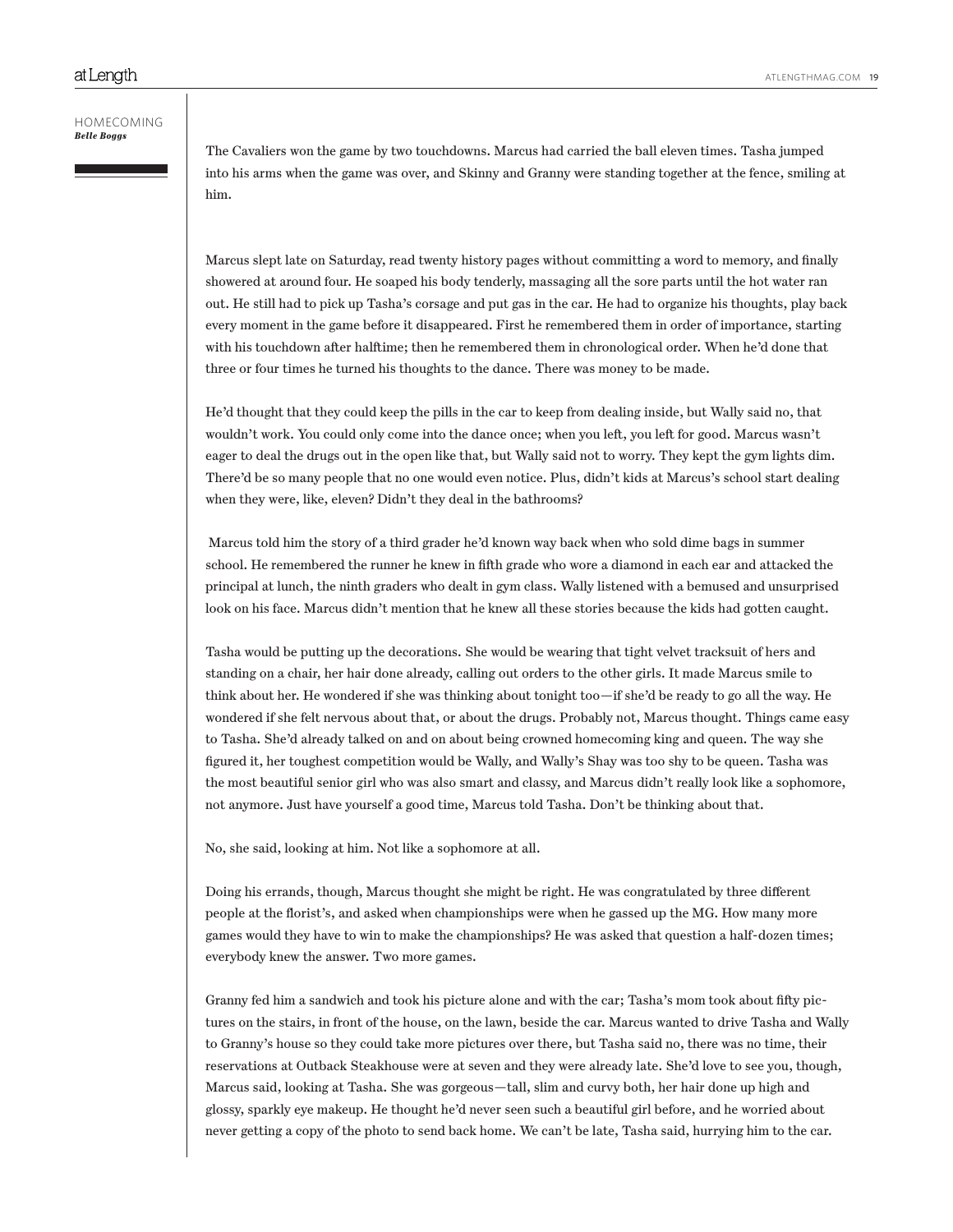The Cavaliers won the game by two touchdowns. Marcus had carried the ball eleven times. Tasha jumped into his arms when the game was over, and Skinny and Granny were standing together at the fence, smiling at him.

Marcus slept late on Saturday, read twenty history pages without committing a word to memory, and finally showered at around four. He soaped his body tenderly, massaging all the sore parts until the hot water ran out. He still had to pick up Tasha's corsage and put gas in the car. He had to organize his thoughts, play back every moment in the game before it disappeared. First he remembered them in order of importance, starting with his touchdown after halftime; then he remembered them in chronological order. When he'd done that three or four times he turned his thoughts to the dance. There was money to be made.

He'd thought that they could keep the pills in the car to keep from dealing inside, but Wally said no, that wouldn't work. You could only come into the dance once; when you left, you left for good. Marcus wasn't eager to deal the drugs out in the open like that, but Wally said not to worry. They kept the gym lights dim. There'd be so many people that no one would even notice. Plus, didn't kids at Marcus's school start dealing when they were, like, eleven? Didn't they deal in the bathrooms?

Marcus told him the story of a third grader he'd known way back when who sold dime bags in summer school. He remembered the runner he knew in fifth grade who wore a diamond in each ear and attacked the principal at lunch, the ninth graders who dealt in gym class. Wally listened with a bemused and unsurprised look on his face. Marcus didn't mention that he knew all these stories because the kids had gotten caught.

Tasha would be putting up the decorations. She would be wearing that tight velvet tracksuit of hers and standing on a chair, her hair done already, calling out orders to the other girls. It made Marcus smile to think about her. He wondered if she was thinking about tonight too—if she'd be ready to go all the way. He wondered if she felt nervous about that, or about the drugs. Probably not, Marcus thought. Things came easy to Tasha. She'd already talked on and on about being crowned homecoming king and queen. The way she figured it, her toughest competition would be Wally, and Wally's Shay was too shy to be queen. Tasha was the most beautiful senior girl who was also smart and classy, and Marcus didn't really look like a sophomore, not anymore. Just have yourself a good time, Marcus told Tasha. Don't be thinking about that.

No, she said, looking at him. Not like a sophomore at all.

Doing his errands, though, Marcus thought she might be right. He was congratulated by three different people at the florist's, and asked when championships were when he gassed up the MG. How many more games would they have to win to make the championships? He was asked that question a half-dozen times; everybody knew the answer. Two more games.

Granny fed him a sandwich and took his picture alone and with the car; Tasha's mom took about fifty pictures on the stairs, in front of the house, on the lawn, beside the car. Marcus wanted to drive Tasha and Wally to Granny's house so they could take more pictures over there, but Tasha said no, there was no time, their reservations at Outback Steakhouse were at seven and they were already late. She'd love to see you, though, Marcus said, looking at Tasha. She was gorgeous—tall, slim and curvy both, her hair done up high and glossy, sparkly eye makeup. He thought he'd never seen such a beautiful girl before, and he worried about never getting a copy of the photo to send back home. We can't be late, Tasha said, hurrying him to the car.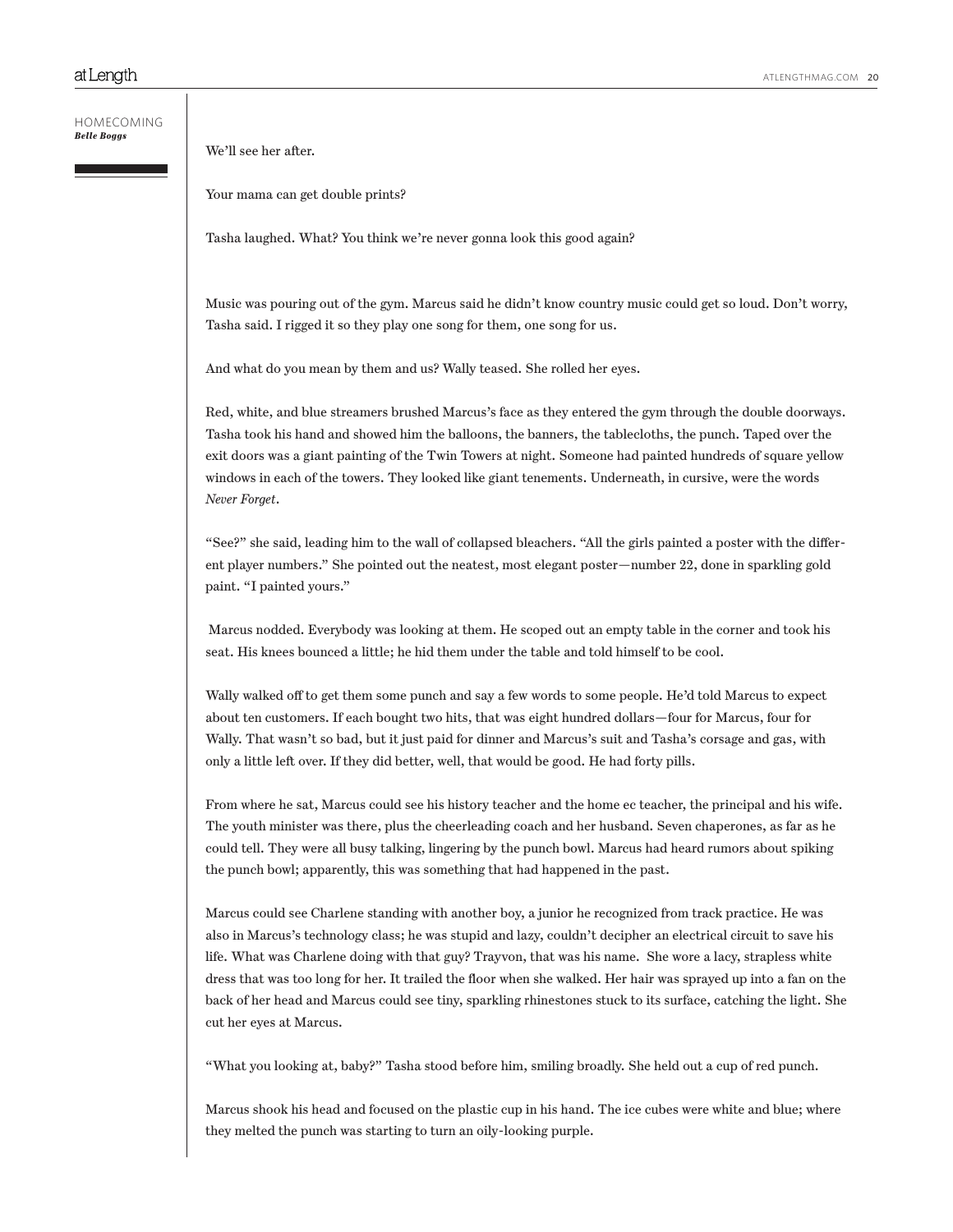We'll see her after.

Your mama can get double prints?

Tasha laughed. What? You think we're never gonna look this good again?

Music was pouring out of the gym. Marcus said he didn't know country music could get so loud. Don't worry, Tasha said. I rigged it so they play one song for them, one song for us.

And what do you mean by them and us? Wally teased. She rolled her eyes.

Red, white, and blue streamers brushed Marcus's face as they entered the gym through the double doorways. Tasha took his hand and showed him the balloons, the banners, the tablecloths, the punch. Taped over the exit doors was a giant painting of the Twin Towers at night. Someone had painted hundreds of square yellow windows in each of the towers. They looked like giant tenements. Underneath, in cursive, were the words *Never Forget*.

"See?" she said, leading him to the wall of collapsed bleachers. "All the girls painted a poster with the different player numbers." She pointed out the neatest, most elegant poster—number 22, done in sparkling gold paint. "I painted yours."

Marcus nodded. Everybody was looking at them. He scoped out an empty table in the corner and took his seat. His knees bounced a little; he hid them under the table and told himself to be cool.

Wally walked off to get them some punch and say a few words to some people. He'd told Marcus to expect about ten customers. If each bought two hits, that was eight hundred dollars—four for Marcus, four for Wally. That wasn't so bad, but it just paid for dinner and Marcus's suit and Tasha's corsage and gas, with only a little left over. If they did better, well, that would be good. He had forty pills.

From where he sat, Marcus could see his history teacher and the home ec teacher, the principal and his wife. The youth minister was there, plus the cheerleading coach and her husband. Seven chaperones, as far as he could tell. They were all busy talking, lingering by the punch bowl. Marcus had heard rumors about spiking the punch bowl; apparently, this was something that had happened in the past.

Marcus could see Charlene standing with another boy, a junior he recognized from track practice. He was also in Marcus's technology class; he was stupid and lazy, couldn't decipher an electrical circuit to save his life. What was Charlene doing with that guy? Trayvon, that was his name. She wore a lacy, strapless white dress that was too long for her. It trailed the floor when she walked. Her hair was sprayed up into a fan on the back of her head and Marcus could see tiny, sparkling rhinestones stuck to its surface, catching the light. She cut her eyes at Marcus.

"What you looking at, baby?" Tasha stood before him, smiling broadly. She held out a cup of red punch.

Marcus shook his head and focused on the plastic cup in his hand. The ice cubes were white and blue; where they melted the punch was starting to turn an oily-looking purple.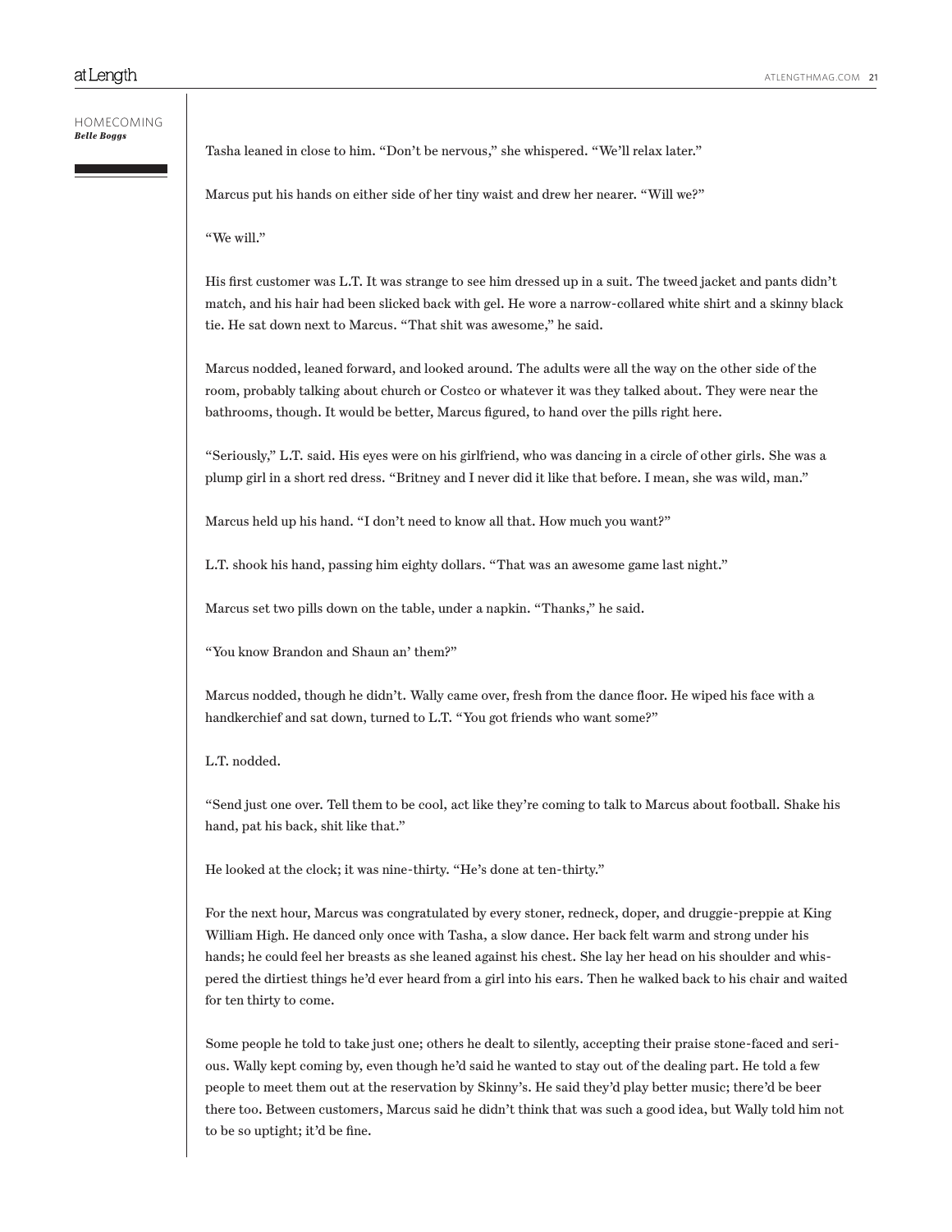Tasha leaned in close to him. “Don’t be nervous,” she whispered. “We’ll relax later.”

Marcus put his hands on either side of her tiny waist and drew her nearer. “Will we?”

“We will.”

His first customer was L.T. It was strange to see him dressed up in a suit. The tweed jacket and pants didn’t match, and his hair had been slicked back with gel. He wore a narrow-collared white shirt and a skinny black tie. He sat down next to Marcus. “That shit was awesome,” he said.

Marcus nodded, leaned forward, and looked around. The adults were all the way on the other side of the room, probably talking about church or Costco or whatever it was they talked about. They were near the bathrooms, though. It would be better, Marcus figured, to hand over the pills right here.

“Seriously,” L.T. said. His eyes were on his girlfriend, who was dancing in a circle of other girls. She was a plump girl in a short red dress. “Britney and I never did it like that before. I mean, she was wild, man.”

Marcus held up his hand. “I don’t need to know all that. How much you want?”

L.T. shook his hand, passing him eighty dollars. “That was an awesome game last night.”

Marcus set two pills down on the table, under a napkin. “Thanks,” he said.

“You know Brandon and Shaun an’ them?”

Marcus nodded, though he didn’t. Wally came over, fresh from the dance floor. He wiped his face with a handkerchief and sat down, turned to L.T. “You got friends who want some?”

L.T. nodded.

“Send just one over. Tell them to be cool, act like they’re coming to talk to Marcus about football. Shake his hand, pat his back, shit like that.”

He looked at the clock; it was nine-thirty. “He’s done at ten-thirty.”

For the next hour, Marcus was congratulated by every stoner, redneck, doper, and druggie-preppie at King William High. He danced only once with Tasha, a slow dance. Her back felt warm and strong under his hands; he could feel her breasts as she leaned against his chest. She lay her head on his shoulder and whispered the dirtiest things he’d ever heard from a girl into his ears. Then he walked back to his chair and waited for ten thirty to come.

Some people he told to take just one; others he dealt to silently, accepting their praise stone-faced and serious. Wally kept coming by, even though he’d said he wanted to stay out of the dealing part. He told a few people to meet them out at the reservation by Skinny’s. He said they’d play better music; there’d be beer there too. Between customers, Marcus said he didn’t think that was such a good idea, but Wally told him not to be so uptight; it’d be fine.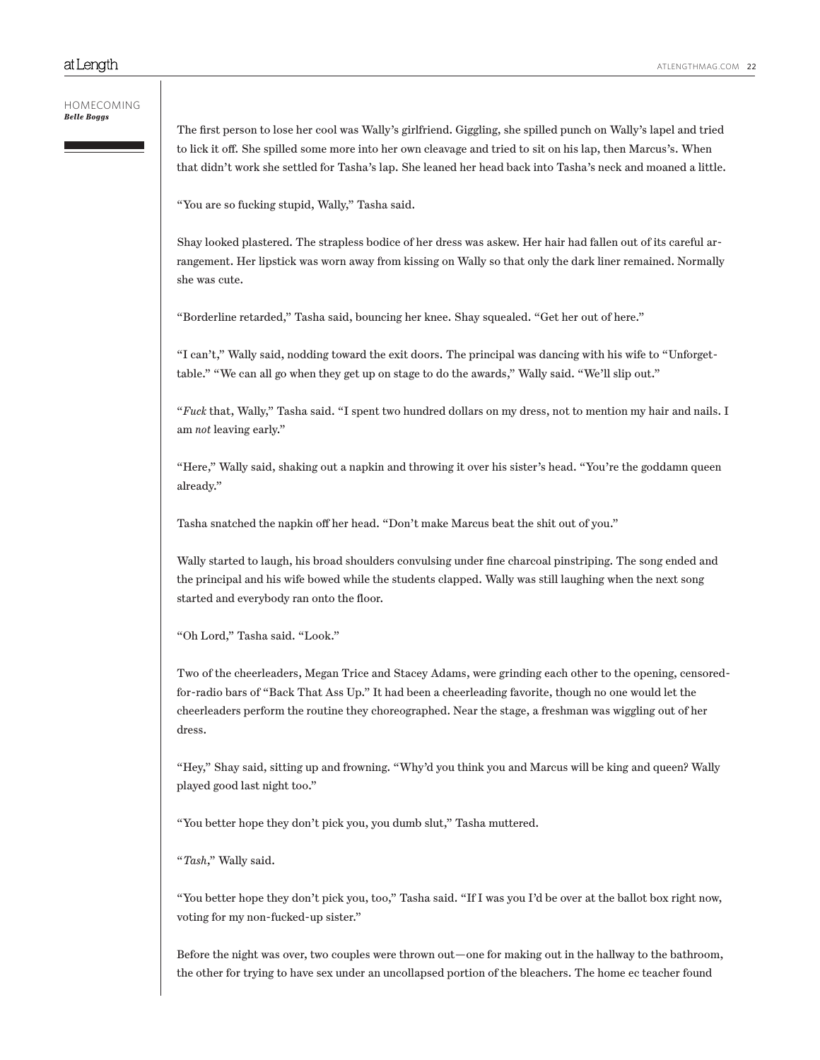The first person to lose her cool was Wally's girlfriend. Giggling, she spilled punch on Wally's lapel and tried to lick it off. She spilled some more into her own cleavage and tried to sit on his lap, then Marcus's. When that didn't work she settled for Tasha's lap. She leaned her head back into Tasha's neck and moaned a little.

"You are so fucking stupid, Wally," Tasha said.

Shay looked plastered. The strapless bodice of her dress was askew. Her hair had fallen out of its careful arrangement. Her lipstick was worn away from kissing on Wally so that only the dark liner remained. Normally she was cute.

"Borderline retarded," Tasha said, bouncing her knee. Shay squealed. "Get her out of here."

"I can't," Wally said, nodding toward the exit doors. The principal was dancing with his wife to "Unforgettable." "We can all go when they get up on stage to do the awards," Wally said. "We'll slip out."

"*Fuck* that, Wally," Tasha said. "I spent two hundred dollars on my dress, not to mention my hair and nails. I am *not* leaving early."

"Here," Wally said, shaking out a napkin and throwing it over his sister's head. "You're the goddamn queen already."

Tasha snatched the napkin off her head. "Don't make Marcus beat the shit out of you."

Wally started to laugh, his broad shoulders convulsing under fine charcoal pinstriping. The song ended and the principal and his wife bowed while the students clapped. Wally was still laughing when the next song started and everybody ran onto the floor.

"Oh Lord," Tasha said. "Look."

Two of the cheerleaders, Megan Trice and Stacey Adams, were grinding each other to the opening, censored-for-radio bars of "Back That Ass Up." It had been a cheerleading favorite, though no one would let the cheerleaders perform the routine they choreographed. Near the stage, a freshman was wiggling out of her dress.

"Hey," Shay said, sitting up and frowning. "Why'd you think you and Marcus will be king and queen? Wally played good last night too."

"You better hope they don't pick you, you dumb slut," Tasha muttered.

"*Tash*," Wally said.

"You better hope they don't pick you, too," Tasha said. "If I was you I'd be over at the ballot box right now, voting for my non-fucked-up sister."

Before the night was over, two couples were thrown out—one for making out in the hallway to the bathroom, the other for trying to have sex under an uncollapsed portion of the bleachers. The home ec teacher found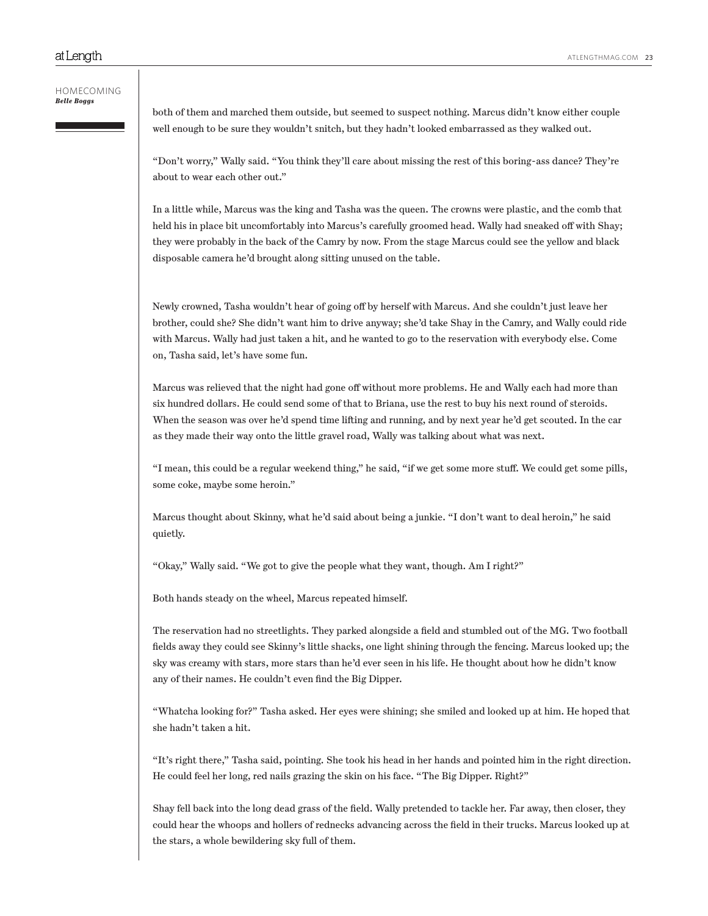both of them and marched them outside, but seemed to suspect nothing. Marcus didn't know either couple well enough to be sure they wouldn't snitch, but they hadn't looked embarrassed as they walked out.

"Don't worry," Wally said. "You think they'll care about missing the rest of this boring-ass dance? They're about to wear each other out."

In a little while, Marcus was the king and Tasha was the queen. The crowns were plastic, and the comb that held his in place bit uncomfortably into Marcus's carefully groomed head. Wally had sneaked off with Shay; they were probably in the back of the Camry by now. From the stage Marcus could see the yellow and black disposable camera he'd brought along sitting unused on the table.

Newly crowned, Tasha wouldn't hear of going off by herself with Marcus. And she couldn't just leave her brother, could she? She didn't want him to drive anyway; she'd take Shay in the Camry, and Wally could ride with Marcus. Wally had just taken a hit, and he wanted to go to the reservation with everybody else. Come on, Tasha said, let's have some fun.

Marcus was relieved that the night had gone off without more problems. He and Wally each had more than six hundred dollars. He could send some of that to Briana, use the rest to buy his next round of steroids. When the season was over he'd spend time lifting and running, and by next year he'd get scouted. In the car as they made their way onto the little gravel road, Wally was talking about what was next.

"I mean, this could be a regular weekend thing," he said, "if we get some more stuff. We could get some pills, some coke, maybe some heroin."

Marcus thought about Skinny, what he'd said about being a junkie. "I don't want to deal heroin," he said quietly.

"Okay," Wally said. "We got to give the people what they want, though. Am I right?"

Both hands steady on the wheel, Marcus repeated himself.

The reservation had no streetlights. They parked alongside a field and stumbled out of the MG. Two football fields away they could see Skinny's little shacks, one light shining through the fencing. Marcus looked up; the sky was creamy with stars, more stars than he'd ever seen in his life. He thought about how he didn't know any of their names. He couldn't even find the Big Dipper.

"Whatcha looking for?" Tasha asked. Her eyes were shining; she smiled and looked up at him. He hoped that she hadn't taken a hit.

"It's right there," Tasha said, pointing. She took his head in her hands and pointed him in the right direction. He could feel her long, red nails grazing the skin on his face. "The Big Dipper. Right?"

Shay fell back into the long dead grass of the field. Wally pretended to tackle her. Far away, then closer, they could hear the whoops and hollers of rednecks advancing across the field in their trucks. Marcus looked up at the stars, a whole bewildering sky full of them.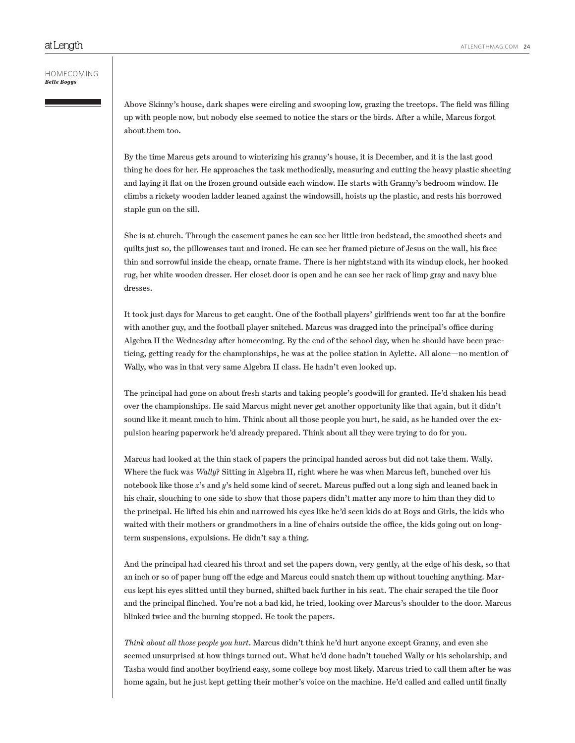Above Skinny's house, dark shapes were circling and swooping low, grazing the treetops. The field was filling up with people now, but nobody else seemed to notice the stars or the birds. After a while, Marcus forgot about them too.

By the time Marcus gets around to winterizing his granny's house, it is December, and it is the last good thing he does for her. He approaches the task methodically, measuring and cutting the heavy plastic sheeting and laying it flat on the frozen ground outside each window. He starts with Granny's bedroom window. He climbs a rickety wooden ladder leaned against the windowsill, hoists up the plastic, and rests his borrowed staple gun on the sill.

She is at church. Through the casement panes he can see her little iron bedstead, the smoothed sheets and quilts just so, the pillowcases taut and ironed. He can see her framed picture of Jesus on the wall, his face thin and sorrowful inside the cheap, ornate frame. There is her nightstand with its windup clock, her hooked rug, her white wooden dresser. Her closet door is open and he can see her rack of limp gray and navy blue dresses.

It took just days for Marcus to get caught. One of the football players' girlfriends went too far at the bonfire with another guy, and the football player snitched. Marcus was dragged into the principal's office during Algebra II the Wednesday after homecoming. By the end of the school day, when he should have been practicing, getting ready for the championships, he was at the police station in Aylette. All alone—no mention of Wally, who was in that very same Algebra II class. He hadn't even looked up.

The principal had gone on about fresh starts and taking people's goodwill for granted. He'd shaken his head over the championships. He said Marcus might never get another opportunity like that again, but it didn't sound like it meant much to him. Think about all those people you hurt, he said, as he handed over the expulsion hearing paperwork he'd already prepared. Think about all they were trying to do for you.

Marcus had looked at the thin stack of papers the principal handed across but did not take them. Wally. Where the fuck was *Wally*? Sitting in Algebra II, right where he was when Marcus left, hunched over his notebook like those *x*'s and *y*'s held some kind of secret. Marcus puffed out a long sigh and leaned back in his chair, slouching to one side to show that those papers didn't matter any more to him than they did to the principal. He lifted his chin and narrowed his eyes like he'd seen kids do at Boys and Girls, the kids who waited with their mothers or grandmothers in a line of chairs outside the office, the kids going out on long-term suspensions, expulsions. He didn't say a thing.

And the principal had cleared his throat and set the papers down, very gently, at the edge of his desk, so that an inch or so of paper hung off the edge and Marcus could snatch them up without touching anything. Marcus kept his eyes slitted until they burned, shifted back further in his seat. The chair scraped the tile floor and the principal flinched. You're not a bad kid, he tried, looking over Marcus's shoulder to the door. Marcus blinked twice and the burning stopped. He took the papers.

*Think about all those people you hurt*. Marcus didn't think he'd hurt anyone except Granny, and even she seemed unsurprised at how things turned out. What he'd done hadn't touched Wally or his scholarship, and Tasha would find another boyfriend easy, some college boy most likely. Marcus tried to call them after he was home again, but he just kept getting their mother's voice on the machine. He'd called and called until finally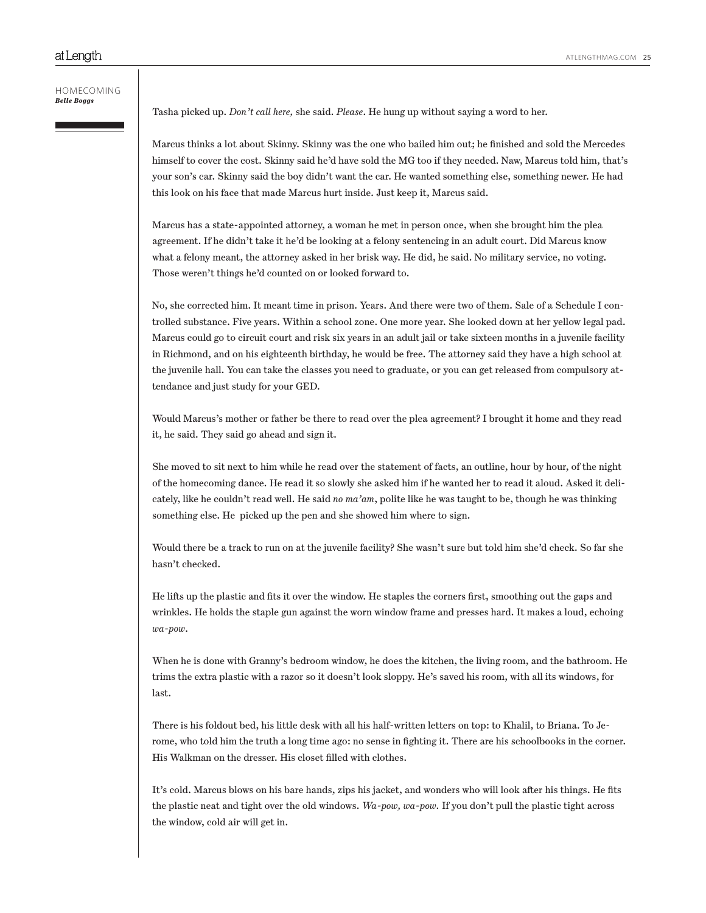Tasha picked up. *Don't call here,* she said. *Please*. He hung up without saying a word to her.

Marcus thinks a lot about Skinny. Skinny was the one who bailed him out; he finished and sold the Mercedes himself to cover the cost. Skinny said he'd have sold the MG too if they needed. Naw, Marcus told him, that's your son's car. Skinny said the boy didn't want the car. He wanted something else, something newer. He had this look on his face that made Marcus hurt inside. Just keep it, Marcus said.

Marcus has a state-appointed attorney, a woman he met in person once, when she brought him the plea agreement. If he didn't take it he'd be looking at a felony sentencing in an adult court. Did Marcus know what a felony meant, the attorney asked in her brisk way. He did, he said. No military service, no voting. Those weren't things he'd counted on or looked forward to.

No, she corrected him. It meant time in prison. Years. And there were two of them. Sale of a Schedule I controlled substance. Five years. Within a school zone. One more year. She looked down at her yellow legal pad. Marcus could go to circuit court and risk six years in an adult jail or take sixteen months in a juvenile facility in Richmond, and on his eighteenth birthday, he would be free. The attorney said they have a high school at the juvenile hall. You can take the classes you need to graduate, or you can get released from compulsory attendance and just study for your GED.

Would Marcus's mother or father be there to read over the plea agreement? I brought it home and they read it, he said. They said go ahead and sign it.

She moved to sit next to him while he read over the statement of facts, an outline, hour by hour, of the night of the homecoming dance. He read it so slowly she asked him if he wanted her to read it aloud. Asked it delicately, like he couldn't read well. He said *no ma'am*, polite like he was taught to be, though he was thinking something else. He picked up the pen and she showed him where to sign.

Would there be a track to run on at the juvenile facility? She wasn't sure but told him she'd check. So far she hasn't checked.

He lifts up the plastic and fits it over the window. He staples the corners first, smoothing out the gaps and wrinkles. He holds the staple gun against the worn window frame and presses hard. It makes a loud, echoing *wa-pow*.

When he is done with Granny's bedroom window, he does the kitchen, the living room, and the bathroom. He trims the extra plastic with a razor so it doesn't look sloppy. He's saved his room, with all its windows, for last.

There is his foldout bed, his little desk with all his half-written letters on top: to Khalil, to Briana. To Jerome, who told him the truth a long time ago: no sense in fighting it. There are his schoolbooks in the corner. His Walkman on the dresser. His closet filled with clothes.

It's cold. Marcus blows on his bare hands, zips his jacket, and wonders who will look after his things. He fits the plastic neat and tight over the old windows. *Wa-pow, wa-pow.* If you don't pull the plastic tight across the window, cold air will get in.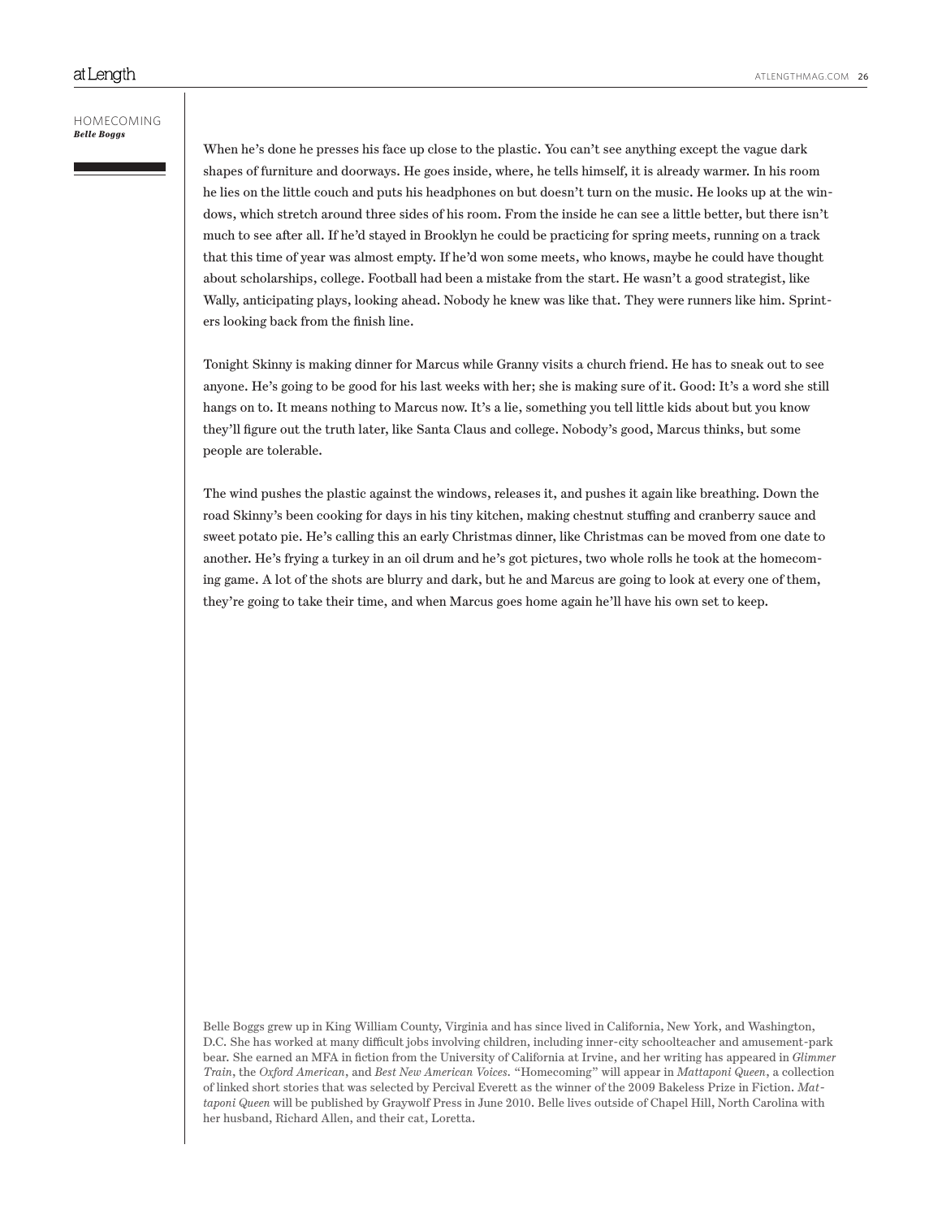When he's done he presses his face up close to the plastic. You can't see anything except the vague dark shapes of furniture and doorways. He goes inside, where, he tells himself, it is already warmer. In his room he lies on the little couch and puts his headphones on but doesn't turn on the music. He looks up at the windows, which stretch around three sides of his room. From the inside he can see a little better, but there isn't much to see after all. If he'd stayed in Brooklyn he could be practicing for spring meets, running on a track that this time of year was almost empty. If he'd won some meets, who knows, maybe he could have thought about scholarships, college. Football had been a mistake from the start. He wasn't a good strategist, like Wally, anticipating plays, looking ahead. Nobody he knew was like that. They were runners like him. Sprinters looking back from the finish line.

Tonight Skinny is making dinner for Marcus while Granny visits a church friend. He has to sneak out to see anyone. He's going to be good for his last weeks with her; she is making sure of it. Good: It's a word she still hangs on to. It means nothing to Marcus now. It's a lie, something you tell little kids about but you know they'll figure out the truth later, like Santa Claus and college. Nobody's good, Marcus thinks, but some people are tolerable.

The wind pushes the plastic against the windows, releases it, and pushes it again like breathing. Down the road Skinny's been cooking for days in his tiny kitchen, making chestnut stuffing and cranberry sauce and sweet potato pie. He's calling this an early Christmas dinner, like Christmas can be moved from one date to another. He's frying a turkey in an oil drum and he's got pictures, two whole rolls he took at the homecoming game. A lot of the shots are blurry and dark, but he and Marcus are going to look at every one of them, they're going to take their time, and when Marcus goes home again he'll have his own set to keep.

Belle Boggs grew up in King William County, Virginia and has since lived in California, New York, and Washington, D.C. She has worked at many difficult jobs involving children, including inner-city schoolteacher and amusement-park bear. She earned an MFA in fiction from the University of California at Irvine, and her writing has appeared in *Glimmer Train*, the *Oxford American*, and *Best New American Voices*. "Homecoming" will appear in *Mattaponi Queen*, a collection of linked short stories that was selected by Percival Everett as the winner of the 2009 Bakeless Prize in Fiction. *Mattaponi Queen* will be published by Graywolf Press in June 2010. Belle lives outside of Chapel Hill, North Carolina with her husband, Richard Allen, and their cat, Loretta.